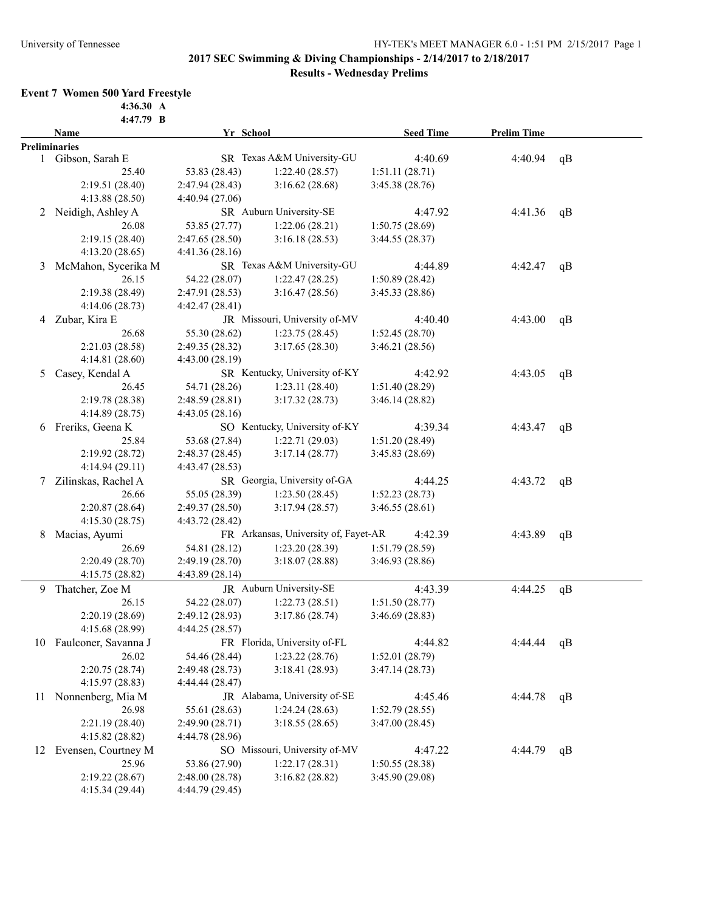## 2017 SEC Swimming & Diving Championships - 2/14/2017 to 2/18/2017

### Results - Wednesday Prelims

**Event 7 Women 500 Yard Freestyle**

4:36.30 A

4:47.79 B

| | Name | Yr | School | Seed Time | Prelim Time | |
|---|---|---|---|---|---|---|
| **Preliminaries** | | | | | | |
| 1 | Gibson, Sarah E | SR | Texas A&M University-GU | 4:40.69 | 4:40.94 | qB |
| | 25.40 | 53.83 (28.43) | 1:22.40 (28.57) | 1:51.11 (28.71) | | |
| | 2:19.51 (28.40) | 2:47.94 (28.43) | 3:16.62 (28.68) | 3:45.38 (28.76) | | |
| | 4:13.88 (28.50) | 4:40.94 (27.06) | | | | |
| 2 | Neidigh, Ashley A | SR | Auburn University-SE | 4:47.92 | 4:41.36 | qB |
| | 26.08 | 53.85 (27.77) | 1:22.06 (28.21) | 1:50.75 (28.69) | | |
| | 2:19.15 (28.40) | 2:47.65 (28.50) | 3:16.18 (28.53) | 3:44.55 (28.37) | | |
| | 4:13.20 (28.65) | 4:41.36 (28.16) | | | | |
| 3 | McMahon, Sycerika M | SR | Texas A&M University-GU | 4:44.89 | 4:42.47 | qB |
| | 26.15 | 54.22 (28.07) | 1:22.47 (28.25) | 1:50.89 (28.42) | | |
| | 2:19.38 (28.49) | 2:47.91 (28.53) | 3:16.47 (28.56) | 3:45.33 (28.86) | | |
| | 4:14.06 (28.73) | 4:42.47 (28.41) | | | | |
| 4 | Zubar, Kira E | JR | Missouri, University of-MV | 4:40.40 | 4:43.00 | qB |
| | 26.68 | 55.30 (28.62) | 1:23.75 (28.45) | 1:52.45 (28.70) | | |
| | 2:21.03 (28.58) | 2:49.35 (28.32) | 3:17.65 (28.30) | 3:46.21 (28.56) | | |
| | 4:14.81 (28.60) | 4:43.00 (28.19) | | | | |
| 5 | Casey, Kendal A | SR | Kentucky, University of-KY | 4:42.92 | 4:43.05 | qB |
| | 26.45 | 54.71 (28.26) | 1:23.11 (28.40) | 1:51.40 (28.29) | | |
| | 2:19.78 (28.38) | 2:48.59 (28.81) | 3:17.32 (28.73) | 3:46.14 (28.82) | | |
| | 4:14.89 (28.75) | 4:43.05 (28.16) | | | | |
| 6 | Freriks, Geena K | SO | Kentucky, University of-KY | 4:39.34 | 4:43.47 | qB |
| | 25.84 | 53.68 (27.84) | 1:22.71 (29.03) | 1:51.20 (28.49) | | |
| | 2:19.92 (28.72) | 2:48.37 (28.45) | 3:17.14 (28.77) | 3:45.83 (28.69) | | |
| | 4:14.94 (29.11) | 4:43.47 (28.53) | | | | |
| 7 | Zilinskas, Rachel A | SR | Georgia, University of-GA | 4:44.25 | 4:43.72 | qB |
| | 26.66 | 55.05 (28.39) | 1:23.50 (28.45) | 1:52.23 (28.73) | | |
| | 2:20.87 (28.64) | 2:49.37 (28.50) | 3:17.94 (28.57) | 3:46.55 (28.61) | | |
| | 4:15.30 (28.75) | 4:43.72 (28.42) | | | | |
| 8 | Macias, Ayumi | FR | Arkansas, University of, Fayet-AR | 4:42.39 | 4:43.89 | qB |
| | 26.69 | 54.81 (28.12) | 1:23.20 (28.39) | 1:51.79 (28.59) | | |
| | 2:20.49 (28.70) | 2:49.19 (28.70) | 3:18.07 (28.88) | 3:46.93 (28.86) | | |
| | 4:15.75 (28.82) | 4:43.89 (28.14) | | | | |
| 9 | Thatcher, Zoe M | JR | Auburn University-SE | 4:43.39 | 4:44.25 | qB |
| | 26.15 | 54.22 (28.07) | 1:22.73 (28.51) | 1:51.50 (28.77) | | |
| | 2:20.19 (28.69) | 2:49.12 (28.93) | 3:17.86 (28.74) | 3:46.69 (28.83) | | |
| | 4:15.68 (28.99) | 4:44.25 (28.57) | | | | |
| 10 | Faulconer, Savanna J | FR | Florida, University of-FL | 4:44.82 | 4:44.44 | qB |
| | 26.02 | 54.46 (28.44) | 1:23.22 (28.76) | 1:52.01 (28.79) | | |
| | 2:20.75 (28.74) | 2:49.48 (28.73) | 3:18.41 (28.93) | 3:47.14 (28.73) | | |
| | 4:15.97 (28.83) | 4:44.44 (28.47) | | | | |
| 11 | Nonnenberg, Mia M | JR | Alabama, University of-SE | 4:45.46 | 4:44.78 | qB |
| | 26.98 | 55.61 (28.63) | 1:24.24 (28.63) | 1:52.79 (28.55) | | |
| | 2:21.19 (28.40) | 2:49.90 (28.71) | 3:18.55 (28.65) | 3:47.00 (28.45) | | |
| | 4:15.82 (28.82) | 4:44.78 (28.96) | | | | |
| 12 | Evensen, Courtney M | SO | Missouri, University of-MV | 4:47.22 | 4:44.79 | qB |
| | 25.96 | 53.86 (27.90) | 1:22.17 (28.31) | 1:50.55 (28.38) | | |
| | 2:19.22 (28.67) | 2:48.00 (28.78) | 3:16.82 (28.82) | 3:45.90 (29.08) | | |
| | 4:15.34 (29.44) | 4:44.79 (29.45) | | | | |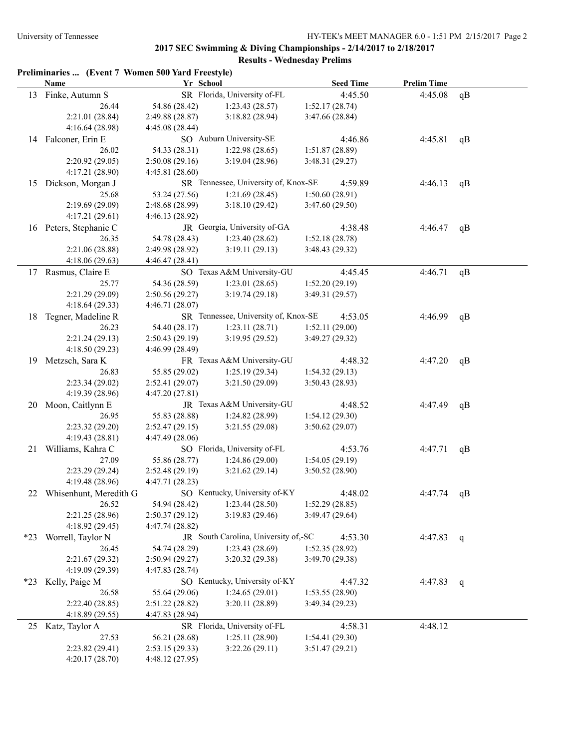## 2017 SEC Swimming & Diving Championships - 2/14/2017 to 2/18/2017

### Results - Wednesday Prelims

**Preliminaries ... (Event 7 Women 500 Yard Freestyle)**

| | Name | Yr | School | Seed Time | Prelim Time | |
|---|---|---|---|---|---|---|
| 13 | Finke, Autumn S | SR | Florida, University of-FL | 4:45.50 | 4:45.08 | qB |
| | 26.44 / 54.86 (28.42) / 1:23.43 (28.57) / 1:52.17 (28.74) / 2:21.01 (28.84) / 2:49.88 (28.87) / 3:18.82 (28.94) / 3:47.66 (28.84) / 4:16.64 (28.98) / 4:45.08 (28.44) | | | | | |
| 14 | Falconer, Erin E | SO | Auburn University-SE | 4:46.86 | 4:45.81 | qB |
| | 26.02 / 54.33 (28.31) / 1:22.98 (28.65) / 1:51.87 (28.89) / 2:20.92 (29.05) / 2:50.08 (29.16) / 3:19.04 (28.96) / 3:48.31 (29.27) / 4:17.21 (28.90) / 4:45.81 (28.60) | | | | | |
| 15 | Dickson, Morgan J | SR | Tennessee, University of, Knox-SE | 4:59.89 | 4:46.13 | qB |
| | 25.68 / 53.24 (27.56) / 1:21.69 (28.45) / 1:50.60 (28.91) / 2:19.69 (29.09) / 2:48.68 (28.99) / 3:18.10 (29.42) / 3:47.60 (29.50) / 4:17.21 (29.61) / 4:46.13 (28.92) | | | | | |
| 16 | Peters, Stephanie C | JR | Georgia, University of-GA | 4:38.48 | 4:46.47 | qB |
| | 26.35 / 54.78 (28.43) / 1:23.40 (28.62) / 1:52.18 (28.78) / 2:21.06 (28.88) / 2:49.98 (28.92) / 3:19.11 (29.13) / 3:48.43 (29.32) / 4:18.06 (29.63) / 4:46.47 (28.41) | | | | | |
| 17 | Rasmus, Claire E | SO | Texas A&M University-GU | 4:45.45 | 4:46.71 | qB |
| | 25.77 / 54.36 (28.59) / 1:23.01 (28.65) / 1:52.20 (29.19) / 2:21.29 (29.09) / 2:50.56 (29.27) / 3:19.74 (29.18) / 3:49.31 (29.57) / 4:18.64 (29.33) / 4:46.71 (28.07) | | | | | |
| 18 | Tegner, Madeline R | SR | Tennessee, University of, Knox-SE | 4:53.05 | 4:46.99 | qB |
| | 26.23 / 54.40 (28.17) / 1:23.11 (28.71) / 1:52.11 (29.00) / 2:21.24 (29.13) / 2:50.43 (29.19) / 3:19.95 (29.52) / 3:49.27 (29.32) / 4:18.50 (29.23) / 4:46.99 (28.49) | | | | | |
| 19 | Metzsch, Sara K | FR | Texas A&M University-GU | 4:48.32 | 4:47.20 | qB |
| | 26.83 / 55.85 (29.02) / 1:25.19 (29.34) / 1:54.32 (29.13) / 2:23.34 (29.02) / 2:52.41 (29.07) / 3:21.50 (29.09) / 3:50.43 (28.93) / 4:19.39 (28.96) / 4:47.20 (27.81) | | | | | |
| 20 | Moon, Caitlynn E | JR | Texas A&M University-GU | 4:48.52 | 4:47.49 | qB |
| | 26.95 / 55.83 (28.88) / 1:24.82 (28.99) / 1:54.12 (29.30) / 2:23.32 (29.20) / 2:52.47 (29.15) / 3:21.55 (29.08) / 3:50.62 (29.07) / 4:19.43 (28.81) / 4:47.49 (28.06) | | | | | |
| 21 | Williams, Kahra C | SO | Florida, University of-FL | 4:53.76 | 4:47.71 | qB |
| | 27.09 / 55.86 (28.77) / 1:24.86 (29.00) / 1:54.05 (29.19) / 2:23.29 (29.24) / 2:52.48 (29.19) / 3:21.62 (29.14) / 3:50.52 (28.90) / 4:19.48 (28.96) / 4:47.71 (28.23) | | | | | |
| 22 | Whisenhunt, Meredith G | SO | Kentucky, University of-KY | 4:48.02 | 4:47.74 | qB |
| | 26.52 / 54.94 (28.42) / 1:23.44 (28.50) / 1:52.29 (28.85) / 2:21.25 (28.96) / 2:50.37 (29.12) / 3:19.83 (29.46) / 3:49.47 (29.64) / 4:18.92 (29.45) / 4:47.74 (28.82) | | | | | |
| *23 | Worrell, Taylor N | JR | South Carolina, University of,-SC | 4:53.30 | 4:47.83 | q |
| | 26.45 / 54.74 (28.29) / 1:23.43 (28.69) / 1:52.35 (28.92) / 2:21.67 (29.32) / 2:50.94 (29.27) / 3:20.32 (29.38) / 3:49.70 (29.38) / 4:19.09 (29.39) / 4:47.83 (28.74) | | | | | |
| *23 | Kelly, Paige M | SO | Kentucky, University of-KY | 4:47.32 | 4:47.83 | q |
| | 26.58 / 55.64 (29.06) / 1:24.65 (29.01) / 1:53.55 (28.90) / 2:22.40 (28.85) / 2:51.22 (28.82) / 3:20.11 (28.89) / 3:49.34 (29.23) / 4:18.89 (29.55) / 4:47.83 (28.94) | | | | | |
| 25 | Katz, Taylor A | SR | Florida, University of-FL | 4:58.31 | 4:48.12 | |
| | 27.53 / 56.21 (28.68) / 1:25.11 (28.90) / 1:54.41 (29.30) / 2:23.82 (29.41) / 2:53.15 (29.33) / 3:22.26 (29.11) / 3:51.47 (29.21) / 4:20.17 (28.70) / 4:48.12 (27.95) | | | | | |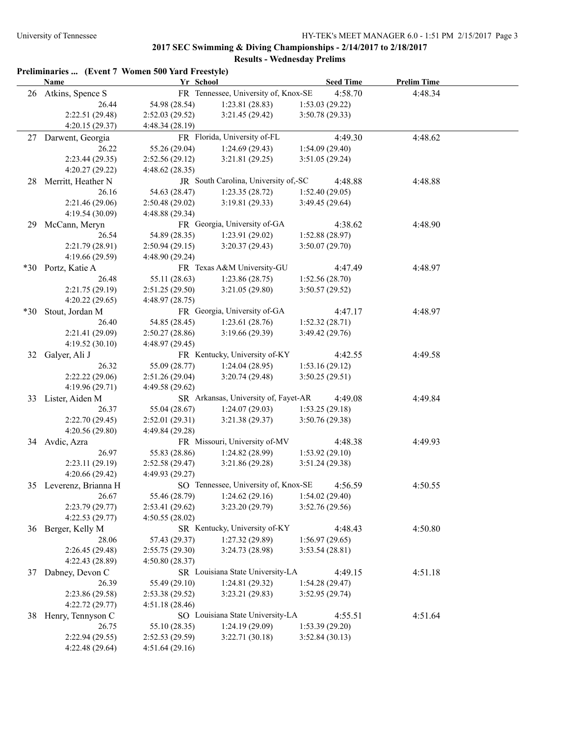## 2017 SEC Swimming & Diving Championships - 2/14/2017 to 2/18/2017

### Results - Wednesday Prelims

**Preliminaries ... (Event 7 Women 500 Yard Freestyle)**

| | Name | Yr | School | Seed Time | Prelim Time |
|---|---|---|---|---|---|
| 26 | Atkins, Spence S | FR | Tennessee, University of, Knox-SE | 4:58.70 | 4:48.34 |
| | 26.44 | 54.98 (28.54) | 1:23.81 (28.83) | 1:53.03 (29.22) | |
| | 2:22.51 (29.48) | 2:52.03 (29.52) | 3:21.45 (29.42) | 3:50.78 (29.33) | |
| | 4:20.15 (29.37) | 4:48.34 (28.19) | | | |
| 27 | Darwent, Georgia | FR | Florida, University of-FL | 4:49.30 | 4:48.62 |
| | 26.22 | 55.26 (29.04) | 1:24.69 (29.43) | 1:54.09 (29.40) | |
| | 2:23.44 (29.35) | 2:52.56 (29.12) | 3:21.81 (29.25) | 3:51.05 (29.24) | |
| | 4:20.27 (29.22) | 4:48.62 (28.35) | | | |
| 28 | Merritt, Heather N | JR | South Carolina, University of,-SC | 4:48.88 | 4:48.88 |
| | 26.16 | 54.63 (28.47) | 1:23.35 (28.72) | 1:52.40 (29.05) | |
| | 2:21.46 (29.06) | 2:50.48 (29.02) | 3:19.81 (29.33) | 3:49.45 (29.64) | |
| | 4:19.54 (30.09) | 4:48.88 (29.34) | | | |
| 29 | McCann, Meryn | FR | Georgia, University of-GA | 4:38.62 | 4:48.90 |
| | 26.54 | 54.89 (28.35) | 1:23.91 (29.02) | 1:52.88 (28.97) | |
| | 2:21.79 (28.91) | 2:50.94 (29.15) | 3:20.37 (29.43) | 3:50.07 (29.70) | |
| | 4:19.66 (29.59) | 4:48.90 (29.24) | | | |
| *30 | Portz, Katie A | FR | Texas A&M University-GU | 4:47.49 | 4:48.97 |
| | 26.48 | 55.11 (28.63) | 1:23.86 (28.75) | 1:52.56 (28.70) | |
| | 2:21.75 (29.19) | 2:51.25 (29.50) | 3:21.05 (29.80) | 3:50.57 (29.52) | |
| | 4:20.22 (29.65) | 4:48.97 (28.75) | | | |
| *30 | Stout, Jordan M | FR | Georgia, University of-GA | 4:47.17 | 4:48.97 |
| | 26.40 | 54.85 (28.45) | 1:23.61 (28.76) | 1:52.32 (28.71) | |
| | 2:21.41 (29.09) | 2:50.27 (28.86) | 3:19.66 (29.39) | 3:49.42 (29.76) | |
| | 4:19.52 (30.10) | 4:48.97 (29.45) | | | |
| 32 | Galyer, Ali J | FR | Kentucky, University of-KY | 4:42.55 | 4:49.58 |
| | 26.32 | 55.09 (28.77) | 1:24.04 (28.95) | 1:53.16 (29.12) | |
| | 2:22.22 (29.06) | 2:51.26 (29.04) | 3:20.74 (29.48) | 3:50.25 (29.51) | |
| | 4:19.96 (29.71) | 4:49.58 (29.62) | | | |
| 33 | Lister, Aiden M | SR | Arkansas, University of, Fayet-AR | 4:49.08 | 4:49.84 |
| | 26.37 | 55.04 (28.67) | 1:24.07 (29.03) | 1:53.25 (29.18) | |
| | 2:22.70 (29.45) | 2:52.01 (29.31) | 3:21.38 (29.37) | 3:50.76 (29.38) | |
| | 4:20.56 (29.80) | 4:49.84 (29.28) | | | |
| 34 | Avdic, Azra | FR | Missouri, University of-MV | 4:48.38 | 4:49.93 |
| | 26.97 | 55.83 (28.86) | 1:24.82 (28.99) | 1:53.92 (29.10) | |
| | 2:23.11 (29.19) | 2:52.58 (29.47) | 3:21.86 (29.28) | 3:51.24 (29.38) | |
| | 4:20.66 (29.42) | 4:49.93 (29.27) | | | |
| 35 | Leverenz, Brianna H | SO | Tennessee, University of, Knox-SE | 4:56.59 | 4:50.55 |
| | 26.67 | 55.46 (28.79) | 1:24.62 (29.16) | 1:54.02 (29.40) | |
| | 2:23.79 (29.77) | 2:53.41 (29.62) | 3:23.20 (29.79) | 3:52.76 (29.56) | |
| | 4:22.53 (29.77) | 4:50.55 (28.02) | | | |
| 36 | Berger, Kelly M | SR | Kentucky, University of-KY | 4:48.43 | 4:50.80 |
| | 28.06 | 57.43 (29.37) | 1:27.32 (29.89) | 1:56.97 (29.65) | |
| | 2:26.45 (29.48) | 2:55.75 (29.30) | 3:24.73 (28.98) | 3:53.54 (28.81) | |
| | 4:22.43 (28.89) | 4:50.80 (28.37) | | | |
| 37 | Dabney, Devon C | SR | Louisiana State University-LA | 4:49.15 | 4:51.18 |
| | 26.39 | 55.49 (29.10) | 1:24.81 (29.32) | 1:54.28 (29.47) | |
| | 2:23.86 (29.58) | 2:53.38 (29.52) | 3:23.21 (29.83) | 3:52.95 (29.74) | |
| | 4:22.72 (29.77) | 4:51.18 (28.46) | | | |
| 38 | Henry, Tennyson C | SO | Louisiana State University-LA | 4:55.51 | 4:51.64 |
| | 26.75 | 55.10 (28.35) | 1:24.19 (29.09) | 1:53.39 (29.20) | |
| | 2:22.94 (29.55) | 2:52.53 (29.59) | 3:22.71 (30.18) | 3:52.84 (30.13) | |
| | 4:22.48 (29.64) | 4:51.64 (29.16) | | | |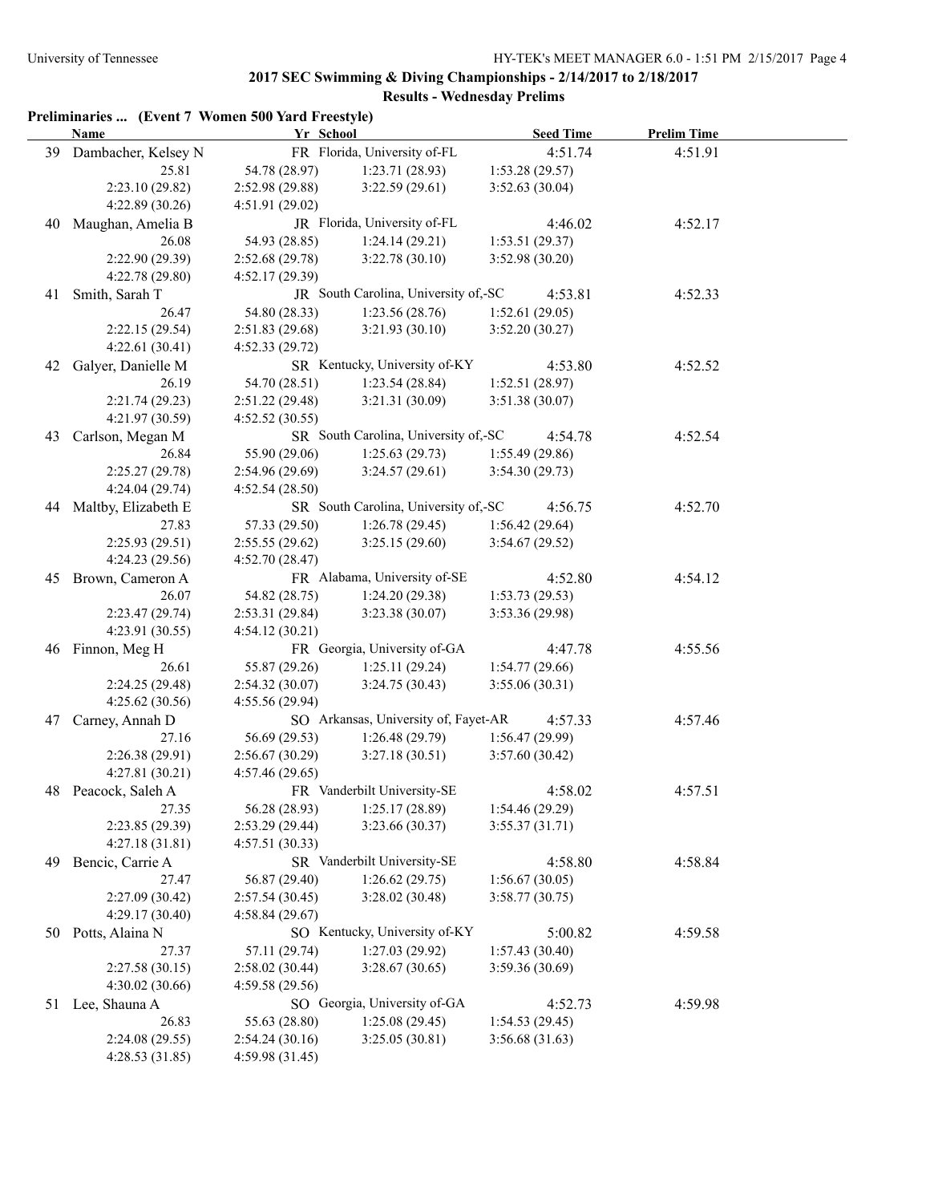## 2017 SEC Swimming & Diving Championships - 2/14/2017 to 2/18/2017

### Results - Wednesday Prelims

**Preliminaries ... (Event 7 Women 500 Yard Freestyle)**

| | Name | Yr | School | Seed Time | Prelim Time |
|---|---|---|---|---|---|
| 39 | Dambacher, Kelsey N | FR | Florida, University of-FL | 4:51.74 | 4:51.91 |
| | 25.81 | 54.78 (28.97) | 1:23.71 (28.93) | 1:53.28 (29.57) | |
| | 2:23.10 (29.82) | 2:52.98 (29.88) | 3:22.59 (29.61) | 3:52.63 (30.04) | |
| | 4:22.89 (30.26) | 4:51.91 (29.02) | | | |
| 40 | Maughan, Amelia B | JR | Florida, University of-FL | 4:46.02 | 4:52.17 |
| | 26.08 | 54.93 (28.85) | 1:24.14 (29.21) | 1:53.51 (29.37) | |
| | 2:22.90 (29.39) | 2:52.68 (29.78) | 3:22.78 (30.10) | 3:52.98 (30.20) | |
| | 4:22.78 (29.80) | 4:52.17 (29.39) | | | |
| 41 | Smith, Sarah T | JR | South Carolina, University of,-SC | 4:53.81 | 4:52.33 |
| | 26.47 | 54.80 (28.33) | 1:23.56 (28.76) | 1:52.61 (29.05) | |
| | 2:22.15 (29.54) | 2:51.83 (29.68) | 3:21.93 (30.10) | 3:52.20 (30.27) | |
| | 4:22.61 (30.41) | 4:52.33 (29.72) | | | |
| 42 | Galyer, Danielle M | SR | Kentucky, University of-KY | 4:53.80 | 4:52.52 |
| | 26.19 | 54.70 (28.51) | 1:23.54 (28.84) | 1:52.51 (28.97) | |
| | 2:21.74 (29.23) | 2:51.22 (29.48) | 3:21.31 (30.09) | 3:51.38 (30.07) | |
| | 4:21.97 (30.59) | 4:52.52 (30.55) | | | |
| 43 | Carlson, Megan M | SR | South Carolina, University of,-SC | 4:54.78 | 4:52.54 |
| | 26.84 | 55.90 (29.06) | 1:25.63 (29.73) | 1:55.49 (29.86) | |
| | 2:25.27 (29.78) | 2:54.96 (29.69) | 3:24.57 (29.61) | 3:54.30 (29.73) | |
| | 4:24.04 (29.74) | 4:52.54 (28.50) | | | |
| 44 | Maltby, Elizabeth E | SR | South Carolina, University of,-SC | 4:56.75 | 4:52.70 |
| | 27.83 | 57.33 (29.50) | 1:26.78 (29.45) | 1:56.42 (29.64) | |
| | 2:25.93 (29.51) | 2:55.55 (29.62) | 3:25.15 (29.60) | 3:54.67 (29.52) | |
| | 4:24.23 (29.56) | 4:52.70 (28.47) | | | |
| 45 | Brown, Cameron A | FR | Alabama, University of-SE | 4:52.80 | 4:54.12 |
| | 26.07 | 54.82 (28.75) | 1:24.20 (29.38) | 1:53.73 (29.53) | |
| | 2:23.47 (29.74) | 2:53.31 (29.84) | 3:23.38 (30.07) | 3:53.36 (29.98) | |
| | 4:23.91 (30.55) | 4:54.12 (30.21) | | | |
| 46 | Finnon, Meg H | FR | Georgia, University of-GA | 4:47.78 | 4:55.56 |
| | 26.61 | 55.87 (29.26) | 1:25.11 (29.24) | 1:54.77 (29.66) | |
| | 2:24.25 (29.48) | 2:54.32 (30.07) | 3:24.75 (30.43) | 3:55.06 (30.31) | |
| | 4:25.62 (30.56) | 4:55.56 (29.94) | | | |
| 47 | Carney, Annah D | SO | Arkansas, University of, Fayet-AR | 4:57.33 | 4:57.46 |
| | 27.16 | 56.69 (29.53) | 1:26.48 (29.79) | 1:56.47 (29.99) | |
| | 2:26.38 (29.91) | 2:56.67 (30.29) | 3:27.18 (30.51) | 3:57.60 (30.42) | |
| | 4:27.81 (30.21) | 4:57.46 (29.65) | | | |
| 48 | Peacock, Saleh A | FR | Vanderbilt University-SE | 4:58.02 | 4:57.51 |
| | 27.35 | 56.28 (28.93) | 1:25.17 (28.89) | 1:54.46 (29.29) | |
| | 2:23.85 (29.39) | 2:53.29 (29.44) | 3:23.66 (30.37) | 3:55.37 (31.71) | |
| | 4:27.18 (31.81) | 4:57.51 (30.33) | | | |
| 49 | Bencic, Carrie A | SR | Vanderbilt University-SE | 4:58.80 | 4:58.84 |
| | 27.47 | 56.87 (29.40) | 1:26.62 (29.75) | 1:56.67 (30.05) | |
| | 2:27.09 (30.42) | 2:57.54 (30.45) | 3:28.02 (30.48) | 3:58.77 (30.75) | |
| | 4:29.17 (30.40) | 4:58.84 (29.67) | | | |
| 50 | Potts, Alaina N | SO | Kentucky, University of-KY | 5:00.82 | 4:59.58 |
| | 27.37 | 57.11 (29.74) | 1:27.03 (29.92) | 1:57.43 (30.40) | |
| | 2:27.58 (30.15) | 2:58.02 (30.44) | 3:28.67 (30.65) | 3:59.36 (30.69) | |
| | 4:30.02 (30.66) | 4:59.58 (29.56) | | | |
| 51 | Lee, Shauna A | SO | Georgia, University of-GA | 4:52.73 | 4:59.98 |
| | 26.83 | 55.63 (28.80) | 1:25.08 (29.45) | 1:54.53 (29.45) | |
| | 2:24.08 (29.55) | 2:54.24 (30.16) | 3:25.05 (30.81) | 3:56.68 (31.63) | |
| | 4:28.53 (31.85) | 4:59.98 (31.45) | | | |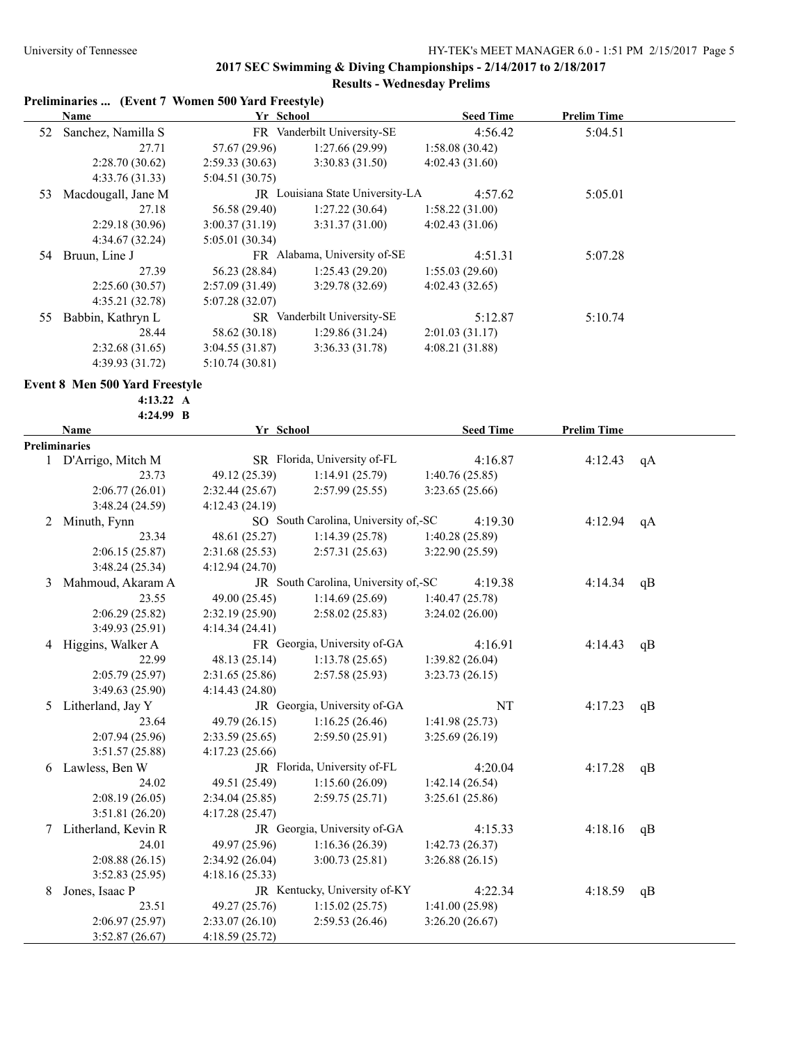## 2017 SEC Swimming & Diving Championships - 2/14/2017 to 2/18/2017

### Results - Wednesday Prelims

**Preliminaries ... (Event 7 Women 500 Yard Freestyle)**

| | Name | Yr | School | Seed Time | Prelim Time | |
|---|---|---|---|---|---|---|
| 52 | Sanchez, Namilla S | FR | Vanderbilt University-SE | 4:56.42 | 5:04.51 | |
| | 27.71 | 57.67 (29.96) | 1:27.66 (29.99) | 1:58.08 (30.42) | | |
| | 2:28.70 (30.62) | 2:59.33 (30.63) | 3:30.83 (31.50) | 4:02.43 (31.60) | | |
| | 4:33.76 (31.33) | 5:04.51 (30.75) | | | | |
| 53 | Macdougall, Jane M | JR | Louisiana State University-LA | 4:57.62 | 5:05.01 | |
| | 27.18 | 56.58 (29.40) | 1:27.22 (30.64) | 1:58.22 (31.00) | | |
| | 2:29.18 (30.96) | 3:00.37 (31.19) | 3:31.37 (31.00) | 4:02.43 (31.06) | | |
| | 4:34.67 (32.24) | 5:05.01 (30.34) | | | | |
| 54 | Bruun, Line J | FR | Alabama, University of-SE | 4:51.31 | 5:07.28 | |
| | 27.39 | 56.23 (28.84) | 1:25.43 (29.20) | 1:55.03 (29.60) | | |
| | 2:25.60 (30.57) | 2:57.09 (31.49) | 3:29.78 (32.69) | 4:02.43 (32.65) | | |
| | 4:35.21 (32.78) | 5:07.28 (32.07) | | | | |
| 55 | Babbin, Kathryn L | SR | Vanderbilt University-SE | 5:12.87 | 5:10.74 | |
| | 28.44 | 58.62 (30.18) | 1:29.86 (31.24) | 2:01.03 (31.17) | | |
| | 2:32.68 (31.65) | 3:04.55 (31.87) | 3:36.33 (31.78) | 4:08.21 (31.88) | | |
| | 4:39.93 (31.72) | 5:10.74 (30.81) | | | | |

**Event 8 Men 500 Yard Freestyle**

4:13.22 A
4:24.99 B

**Preliminaries**

| | Name | Yr | School | Seed Time | Prelim Time | |
|---|---|---|---|---|---|---|
| 1 | D'Arrigo, Mitch M | SR | Florida, University of-FL | 4:16.87 | 4:12.43 | qA |
| | 23.73 | 49.12 (25.39) | 1:14.91 (25.79) | 1:40.76 (25.85) | | |
| | 2:06.77 (26.01) | 2:32.44 (25.67) | 2:57.99 (25.55) | 3:23.65 (25.66) | | |
| | 3:48.24 (24.59) | 4:12.43 (24.19) | | | | |
| 2 | Minuth, Fynn | SO | South Carolina, University of,-SC | 4:19.30 | 4:12.94 | qA |
| | 23.34 | 48.61 (25.27) | 1:14.39 (25.78) | 1:40.28 (25.89) | | |
| | 2:06.15 (25.87) | 2:31.68 (25.53) | 2:57.31 (25.63) | 3:22.90 (25.59) | | |
| | 3:48.24 (25.34) | 4:12.94 (24.70) | | | | |
| 3 | Mahmoud, Akaram A | JR | South Carolina, University of,-SC | 4:19.38 | 4:14.34 | qB |
| | 23.55 | 49.00 (25.45) | 1:14.69 (25.69) | 1:40.47 (25.78) | | |
| | 2:06.29 (25.82) | 2:32.19 (25.90) | 2:58.02 (25.83) | 3:24.02 (26.00) | | |
| | 3:49.93 (25.91) | 4:14.34 (24.41) | | | | |
| 4 | Higgins, Walker A | FR | Georgia, University of-GA | 4:16.91 | 4:14.43 | qB |
| | 22.99 | 48.13 (25.14) | 1:13.78 (25.65) | 1:39.82 (26.04) | | |
| | 2:05.79 (25.97) | 2:31.65 (25.86) | 2:57.58 (25.93) | 3:23.73 (26.15) | | |
| | 3:49.63 (25.90) | 4:14.43 (24.80) | | | | |
| 5 | Litherland, Jay Y | JR | Georgia, University of-GA | NT | 4:17.23 | qB |
| | 23.64 | 49.79 (26.15) | 1:16.25 (26.46) | 1:41.98 (25.73) | | |
| | 2:07.94 (25.96) | 2:33.59 (25.65) | 2:59.50 (25.91) | 3:25.69 (26.19) | | |
| | 3:51.57 (25.88) | 4:17.23 (25.66) | | | | |
| 6 | Lawless, Ben W | JR | Florida, University of-FL | 4:20.04 | 4:17.28 | qB |
| | 24.02 | 49.51 (25.49) | 1:15.60 (26.09) | 1:42.14 (26.54) | | |
| | 2:08.19 (26.05) | 2:34.04 (25.85) | 2:59.75 (25.71) | 3:25.61 (25.86) | | |
| | 3:51.81 (26.20) | 4:17.28 (25.47) | | | | |
| 7 | Litherland, Kevin R | JR | Georgia, University of-GA | 4:15.33 | 4:18.16 | qB |
| | 24.01 | 49.97 (25.96) | 1:16.36 (26.39) | 1:42.73 (26.37) | | |
| | 2:08.88 (26.15) | 2:34.92 (26.04) | 3:00.73 (25.81) | 3:26.88 (26.15) | | |
| | 3:52.83 (25.95) | 4:18.16 (25.33) | | | | |
| 8 | Jones, Isaac P | JR | Kentucky, University of-KY | 4:22.34 | 4:18.59 | qB |
| | 23.51 | 49.27 (25.76) | 1:15.02 (25.75) | 1:41.00 (25.98) | | |
| | 2:06.97 (25.97) | 2:33.07 (26.10) | 2:59.53 (26.46) | 3:26.20 (26.67) | | |
| | 3:52.87 (26.67) | 4:18.59 (25.72) | | | | |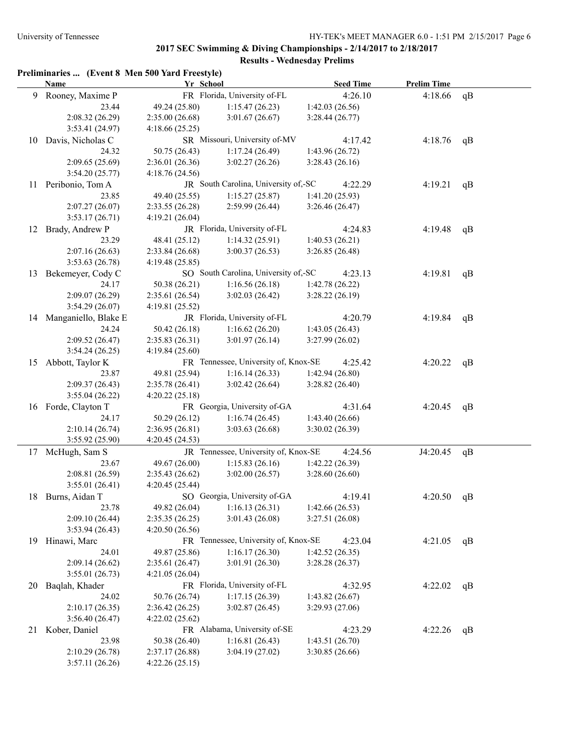## 2017 SEC Swimming & Diving Championships - 2/14/2017 to 2/18/2017

### Results - Wednesday Prelims

**Preliminaries ... (Event 8 Men 500 Yard Freestyle)**

| | Name | Yr | School | Seed Time | Prelim Time | |
|---|---|---|---|---|---|---|
| 9 | Rooney, Maxime P | FR | Florida, University of-FL | 4:26.10 | 4:18.66 | qB |
| | 23.44 | 49.24 (25.80) | 1:15.47 (26.23) | 1:42.03 (26.56) | | |
| | 2:08.32 (26.29) | 2:35.00 (26.68) | 3:01.67 (26.67) | 3:28.44 (26.77) | | |
| | 3:53.41 (24.97) | 4:18.66 (25.25) | | | | |
| 10 | Davis, Nicholas C | SR | Missouri, University of-MV | 4:17.42 | 4:18.76 | qB |
| | 24.32 | 50.75 (26.43) | 1:17.24 (26.49) | 1:43.96 (26.72) | | |
| | 2:09.65 (25.69) | 2:36.01 (26.36) | 3:02.27 (26.26) | 3:28.43 (26.16) | | |
| | 3:54.20 (25.77) | 4:18.76 (24.56) | | | | |
| 11 | Peribonio, Tom A | JR | South Carolina, University of,-SC | 4:22.29 | 4:19.21 | qB |
| | 23.85 | 49.40 (25.55) | 1:15.27 (25.87) | 1:41.20 (25.93) | | |
| | 2:07.27 (26.07) | 2:33.55 (26.28) | 2:59.99 (26.44) | 3:26.46 (26.47) | | |
| | 3:53.17 (26.71) | 4:19.21 (26.04) | | | | |
| 12 | Brady, Andrew P | JR | Florida, University of-FL | 4:24.83 | 4:19.48 | qB |
| | 23.29 | 48.41 (25.12) | 1:14.32 (25.91) | 1:40.53 (26.21) | | |
| | 2:07.16 (26.63) | 2:33.84 (26.68) | 3:00.37 (26.53) | 3:26.85 (26.48) | | |
| | 3:53.63 (26.78) | 4:19.48 (25.85) | | | | |
| 13 | Bekemeyer, Cody C | SO | South Carolina, University of,-SC | 4:23.13 | 4:19.81 | qB |
| | 24.17 | 50.38 (26.21) | 1:16.56 (26.18) | 1:42.78 (26.22) | | |
| | 2:09.07 (26.29) | 2:35.61 (26.54) | 3:02.03 (26.42) | 3:28.22 (26.19) | | |
| | 3:54.29 (26.07) | 4:19.81 (25.52) | | | | |
| 14 | Manganiello, Blake E | JR | Florida, University of-FL | 4:20.79 | 4:19.84 | qB |
| | 24.24 | 50.42 (26.18) | 1:16.62 (26.20) | 1:43.05 (26.43) | | |
| | 2:09.52 (26.47) | 2:35.83 (26.31) | 3:01.97 (26.14) | 3:27.99 (26.02) | | |
| | 3:54.24 (26.25) | 4:19.84 (25.60) | | | | |
| 15 | Abbott, Taylor K | FR | Tennessee, University of, Knox-SE | 4:25.42 | 4:20.22 | qB |
| | 23.87 | 49.81 (25.94) | 1:16.14 (26.33) | 1:42.94 (26.80) | | |
| | 2:09.37 (26.43) | 2:35.78 (26.41) | 3:02.42 (26.64) | 3:28.82 (26.40) | | |
| | 3:55.04 (26.22) | 4:20.22 (25.18) | | | | |
| 16 | Forde, Clayton T | FR | Georgia, University of-GA | 4:31.64 | 4:20.45 | qB |
| | 24.17 | 50.29 (26.12) | 1:16.74 (26.45) | 1:43.40 (26.66) | | |
| | 2:10.14 (26.74) | 2:36.95 (26.81) | 3:03.63 (26.68) | 3:30.02 (26.39) | | |
| | 3:55.92 (25.90) | 4:20.45 (24.53) | | | | |
| 17 | McHugh, Sam S | JR | Tennessee, University of, Knox-SE | 4:24.56 | J4:20.45 | qB |
| | 23.67 | 49.67 (26.00) | 1:15.83 (26.16) | 1:42.22 (26.39) | | |
| | 2:08.81 (26.59) | 2:35.43 (26.62) | 3:02.00 (26.57) | 3:28.60 (26.60) | | |
| | 3:55.01 (26.41) | 4:20.45 (25.44) | | | | |
| 18 | Burns, Aidan T | SO | Georgia, University of-GA | 4:19.41 | 4:20.50 | qB |
| | 23.78 | 49.82 (26.04) | 1:16.13 (26.31) | 1:42.66 (26.53) | | |
| | 2:09.10 (26.44) | 2:35.35 (26.25) | 3:01.43 (26.08) | 3:27.51 (26.08) | | |
| | 3:53.94 (26.43) | 4:20.50 (26.56) | | | | |
| 19 | Hinawi, Marc | FR | Tennessee, University of, Knox-SE | 4:23.04 | 4:21.05 | qB |
| | 24.01 | 49.87 (25.86) | 1:16.17 (26.30) | 1:42.52 (26.35) | | |
| | 2:09.14 (26.62) | 2:35.61 (26.47) | 3:01.91 (26.30) | 3:28.28 (26.37) | | |
| | 3:55.01 (26.73) | 4:21.05 (26.04) | | | | |
| 20 | Baqlah, Khader | FR | Florida, University of-FL | 4:32.95 | 4:22.02 | qB |
| | 24.02 | 50.76 (26.74) | 1:17.15 (26.39) | 1:43.82 (26.67) | | |
| | 2:10.17 (26.35) | 2:36.42 (26.25) | 3:02.87 (26.45) | 3:29.93 (27.06) | | |
| | 3:56.40 (26.47) | 4:22.02 (25.62) | | | | |
| 21 | Kober, Daniel | FR | Alabama, University of-SE | 4:23.29 | 4:22.26 | qB |
| | 23.98 | 50.38 (26.40) | 1:16.81 (26.43) | 1:43.51 (26.70) | | |
| | 2:10.29 (26.78) | 2:37.17 (26.88) | 3:04.19 (27.02) | 3:30.85 (26.66) | | |
| | 3:57.11 (26.26) | 4:22.26 (25.15) | | | | |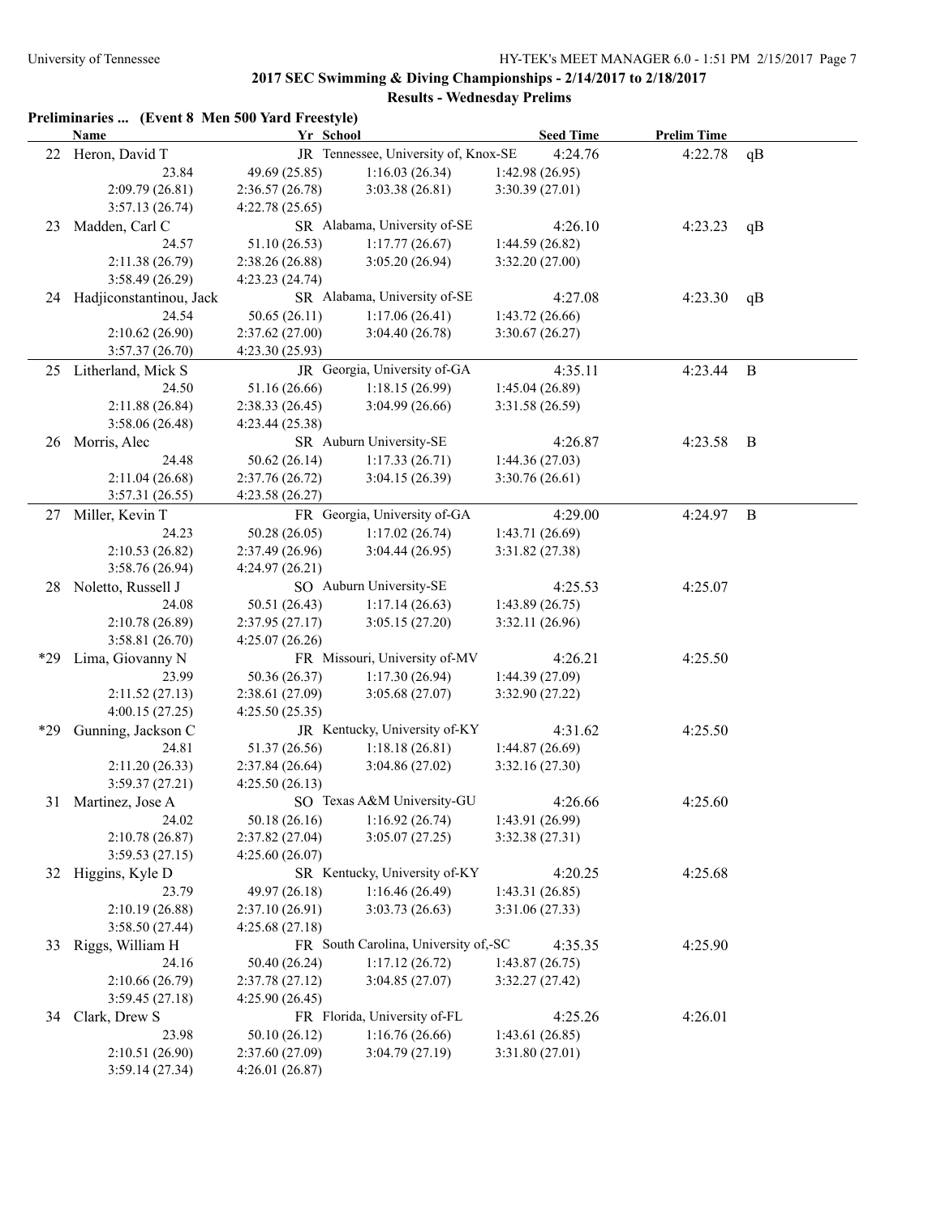## 2017 SEC Swimming & Diving Championships - 2/14/2017 to 2/18/2017

### Results - Wednesday Prelims

**Preliminaries ... (Event 8 Men 500 Yard Freestyle)**

| | Name | Yr | School | Seed Time | Prelim Time | |
|---|---|---|---|---|---|---|
| 22 | Heron, David T | JR | Tennessee, University of, Knox-SE | 4:24.76 | 4:22.78 | qB |
| | 23.84 | 49.69 (25.85) | 1:16.03 (26.34) | 1:42.98 (26.95) | | |
| | 2:09.79 (26.81) | 2:36.57 (26.78) | 3:03.38 (26.81) | 3:30.39 (27.01) | | |
| | 3:57.13 (26.74) | 4:22.78 (25.65) | | | | |
| 23 | Madden, Carl C | SR | Alabama, University of-SE | 4:26.10 | 4:23.23 | qB |
| | 24.57 | 51.10 (26.53) | 1:17.77 (26.67) | 1:44.59 (26.82) | | |
| | 2:11.38 (26.79) | 2:38.26 (26.88) | 3:05.20 (26.94) | 3:32.20 (27.00) | | |
| | 3:58.49 (26.29) | 4:23.23 (24.74) | | | | |
| 24 | Hadjiconstantinou, Jack | SR | Alabama, University of-SE | 4:27.08 | 4:23.30 | qB |
| | 24.54 | 50.65 (26.11) | 1:17.06 (26.41) | 1:43.72 (26.66) | | |
| | 2:10.62 (26.90) | 2:37.62 (27.00) | 3:04.40 (26.78) | 3:30.67 (26.27) | | |
| | 3:57.37 (26.70) | 4:23.30 (25.93) | | | | |
| 25 | Litherland, Mick S | JR | Georgia, University of-GA | 4:35.11 | 4:23.44 | B |
| | 24.50 | 51.16 (26.66) | 1:18.15 (26.99) | 1:45.04 (26.89) | | |
| | 2:11.88 (26.84) | 2:38.33 (26.45) | 3:04.99 (26.66) | 3:31.58 (26.59) | | |
| | 3:58.06 (26.48) | 4:23.44 (25.38) | | | | |
| 26 | Morris, Alec | SR | Auburn University-SE | 4:26.87 | 4:23.58 | B |
| | 24.48 | 50.62 (26.14) | 1:17.33 (26.71) | 1:44.36 (27.03) | | |
| | 2:11.04 (26.68) | 2:37.76 (26.72) | 3:04.15 (26.39) | 3:30.76 (26.61) | | |
| | 3:57.31 (26.55) | 4:23.58 (26.27) | | | | |
| 27 | Miller, Kevin T | FR | Georgia, University of-GA | 4:29.00 | 4:24.97 | B |
| | 24.23 | 50.28 (26.05) | 1:17.02 (26.74) | 1:43.71 (26.69) | | |
| | 2:10.53 (26.82) | 2:37.49 (26.96) | 3:04.44 (26.95) | 3:31.82 (27.38) | | |
| | 3:58.76 (26.94) | 4:24.97 (26.21) | | | | |
| 28 | Noletto, Russell J | SO | Auburn University-SE | 4:25.53 | 4:25.07 | |
| | 24.08 | 50.51 (26.43) | 1:17.14 (26.63) | 1:43.89 (26.75) | | |
| | 2:10.78 (26.89) | 2:37.95 (27.17) | 3:05.15 (27.20) | 3:32.11 (26.96) | | |
| | 3:58.81 (26.70) | 4:25.07 (26.26) | | | | |
| *29 | Lima, Giovanny N | FR | Missouri, University of-MV | 4:26.21 | 4:25.50 | |
| | 23.99 | 50.36 (26.37) | 1:17.30 (26.94) | 1:44.39 (27.09) | | |
| | 2:11.52 (27.13) | 2:38.61 (27.09) | 3:05.68 (27.07) | 3:32.90 (27.22) | | |
| | 4:00.15 (27.25) | 4:25.50 (25.35) | | | | |
| *29 | Gunning, Jackson C | JR | Kentucky, University of-KY | 4:31.62 | 4:25.50 | |
| | 24.81 | 51.37 (26.56) | 1:18.18 (26.81) | 1:44.87 (26.69) | | |
| | 2:11.20 (26.33) | 2:37.84 (26.64) | 3:04.86 (27.02) | 3:32.16 (27.30) | | |
| | 3:59.37 (27.21) | 4:25.50 (26.13) | | | | |
| 31 | Martinez, Jose A | SO | Texas A&M University-GU | 4:26.66 | 4:25.60 | |
| | 24.02 | 50.18 (26.16) | 1:16.92 (26.74) | 1:43.91 (26.99) | | |
| | 2:10.78 (26.87) | 2:37.82 (27.04) | 3:05.07 (27.25) | 3:32.38 (27.31) | | |
| | 3:59.53 (27.15) | 4:25.60 (26.07) | | | | |
| 32 | Higgins, Kyle D | SR | Kentucky, University of-KY | 4:20.25 | 4:25.68 | |
| | 23.79 | 49.97 (26.18) | 1:16.46 (26.49) | 1:43.31 (26.85) | | |
| | 2:10.19 (26.88) | 2:37.10 (26.91) | 3:03.73 (26.63) | 3:31.06 (27.33) | | |
| | 3:58.50 (27.44) | 4:25.68 (27.18) | | | | |
| 33 | Riggs, William H | FR | South Carolina, University of,-SC | 4:35.35 | 4:25.90 | |
| | 24.16 | 50.40 (26.24) | 1:17.12 (26.72) | 1:43.87 (26.75) | | |
| | 2:10.66 (26.79) | 2:37.78 (27.12) | 3:04.85 (27.07) | 3:32.27 (27.42) | | |
| | 3:59.45 (27.18) | 4:25.90 (26.45) | | | | |
| 34 | Clark, Drew S | FR | Florida, University of-FL | 4:25.26 | 4:26.01 | |
| | 23.98 | 50.10 (26.12) | 1:16.76 (26.66) | 1:43.61 (26.85) | | |
| | 2:10.51 (26.90) | 2:37.60 (27.09) | 3:04.79 (27.19) | 3:31.80 (27.01) | | |
| | 3:59.14 (27.34) | 4:26.01 (26.87) | | | | |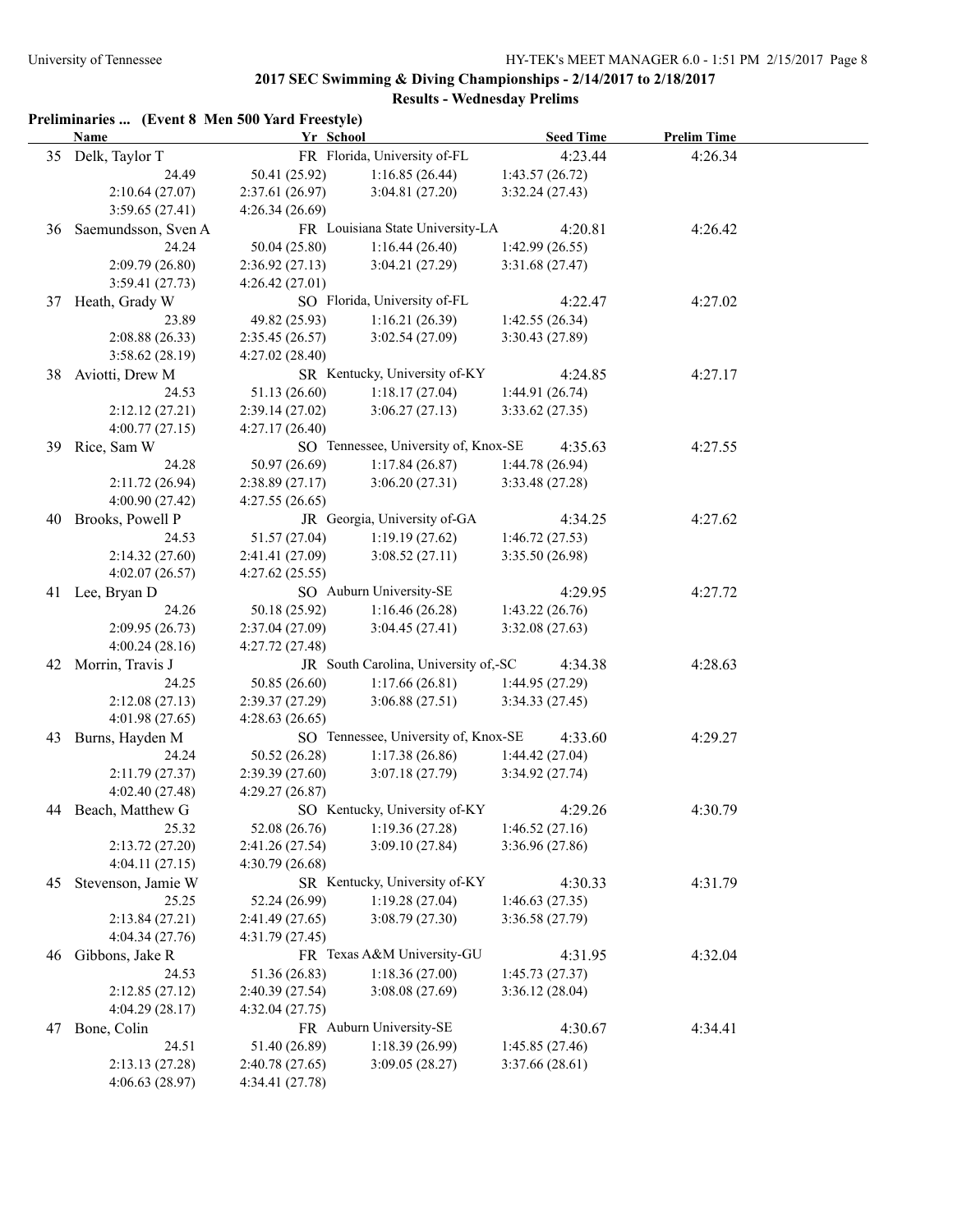## 2017 SEC Swimming & Diving Championships - 2/14/2017 to 2/18/2017

### Results - Wednesday Prelims

**Preliminaries ... (Event 8 Men 500 Yard Freestyle)**

| | Name | Yr | School | Seed Time | Prelim Time |
|---|---|---|---|---|---|
| 35 | Delk, Taylor T | FR | Florida, University of-FL | 4:23.44 | 4:26.34 |
| | 24.49 | 50.41 (25.92) | 1:16.85 (26.44) | 1:43.57 (26.72) | |
| | 2:10.64 (27.07) | 2:37.61 (26.97) | 3:04.81 (27.20) | 3:32.24 (27.43) | |
| | 3:59.65 (27.41) | 4:26.34 (26.69) | | | |
| 36 | Saemundsson, Sven A | FR | Louisiana State University-LA | 4:20.81 | 4:26.42 |
| | 24.24 | 50.04 (25.80) | 1:16.44 (26.40) | 1:42.99 (26.55) | |
| | 2:09.79 (26.80) | 2:36.92 (27.13) | 3:04.21 (27.29) | 3:31.68 (27.47) | |
| | 3:59.41 (27.73) | 4:26.42 (27.01) | | | |
| 37 | Heath, Grady W | SO | Florida, University of-FL | 4:22.47 | 4:27.02 |
| | 23.89 | 49.82 (25.93) | 1:16.21 (26.39) | 1:42.55 (26.34) | |
| | 2:08.88 (26.33) | 2:35.45 (26.57) | 3:02.54 (27.09) | 3:30.43 (27.89) | |
| | 3:58.62 (28.19) | 4:27.02 (28.40) | | | |
| 38 | Aviotti, Drew M | SR | Kentucky, University of-KY | 4:24.85 | 4:27.17 |
| | 24.53 | 51.13 (26.60) | 1:18.17 (27.04) | 1:44.91 (26.74) | |
| | 2:12.12 (27.21) | 2:39.14 (27.02) | 3:06.27 (27.13) | 3:33.62 (27.35) | |
| | 4:00.77 (27.15) | 4:27.17 (26.40) | | | |
| 39 | Rice, Sam W | SO | Tennessee, University of, Knox-SE | 4:35.63 | 4:27.55 |
| | 24.28 | 50.97 (26.69) | 1:17.84 (26.87) | 1:44.78 (26.94) | |
| | 2:11.72 (26.94) | 2:38.89 (27.17) | 3:06.20 (27.31) | 3:33.48 (27.28) | |
| | 4:00.90 (27.42) | 4:27.55 (26.65) | | | |
| 40 | Brooks, Powell P | JR | Georgia, University of-GA | 4:34.25 | 4:27.62 |
| | 24.53 | 51.57 (27.04) | 1:19.19 (27.62) | 1:46.72 (27.53) | |
| | 2:14.32 (27.60) | 2:41.41 (27.09) | 3:08.52 (27.11) | 3:35.50 (26.98) | |
| | 4:02.07 (26.57) | 4:27.62 (25.55) | | | |
| 41 | Lee, Bryan D | SO | Auburn University-SE | 4:29.95 | 4:27.72 |
| | 24.26 | 50.18 (25.92) | 1:16.46 (26.28) | 1:43.22 (26.76) | |
| | 2:09.95 (26.73) | 2:37.04 (27.09) | 3:04.45 (27.41) | 3:32.08 (27.63) | |
| | 4:00.24 (28.16) | 4:27.72 (27.48) | | | |
| 42 | Morrin, Travis J | JR | South Carolina, University of,-SC | 4:34.38 | 4:28.63 |
| | 24.25 | 50.85 (26.60) | 1:17.66 (26.81) | 1:44.95 (27.29) | |
| | 2:12.08 (27.13) | 2:39.37 (27.29) | 3:06.88 (27.51) | 3:34.33 (27.45) | |
| | 4:01.98 (27.65) | 4:28.63 (26.65) | | | |
| 43 | Burns, Hayden M | SO | Tennessee, University of, Knox-SE | 4:33.60 | 4:29.27 |
| | 24.24 | 50.52 (26.28) | 1:17.38 (26.86) | 1:44.42 (27.04) | |
| | 2:11.79 (27.37) | 2:39.39 (27.60) | 3:07.18 (27.79) | 3:34.92 (27.74) | |
| | 4:02.40 (27.48) | 4:29.27 (26.87) | | | |
| 44 | Beach, Matthew G | SO | Kentucky, University of-KY | 4:29.26 | 4:30.79 |
| | 25.32 | 52.08 (26.76) | 1:19.36 (27.28) | 1:46.52 (27.16) | |
| | 2:13.72 (27.20) | 2:41.26 (27.54) | 3:09.10 (27.84) | 3:36.96 (27.86) | |
| | 4:04.11 (27.15) | 4:30.79 (26.68) | | | |
| 45 | Stevenson, Jamie W | SR | Kentucky, University of-KY | 4:30.33 | 4:31.79 |
| | 25.25 | 52.24 (26.99) | 1:19.28 (27.04) | 1:46.63 (27.35) | |
| | 2:13.84 (27.21) | 2:41.49 (27.65) | 3:08.79 (27.30) | 3:36.58 (27.79) | |
| | 4:04.34 (27.76) | 4:31.79 (27.45) | | | |
| 46 | Gibbons, Jake R | FR | Texas A&M University-GU | 4:31.95 | 4:32.04 |
| | 24.53 | 51.36 (26.83) | 1:18.36 (27.00) | 1:45.73 (27.37) | |
| | 2:12.85 (27.12) | 2:40.39 (27.54) | 3:08.08 (27.69) | 3:36.12 (28.04) | |
| | 4:04.29 (28.17) | 4:32.04 (27.75) | | | |
| 47 | Bone, Colin | FR | Auburn University-SE | 4:30.67 | 4:34.41 |
| | 24.51 | 51.40 (26.89) | 1:18.39 (26.99) | 1:45.85 (27.46) | |
| | 2:13.13 (27.28) | 2:40.78 (27.65) | 3:09.05 (28.27) | 3:37.66 (28.61) | |
| | 4:06.63 (28.97) | 4:34.41 (27.78) | | | |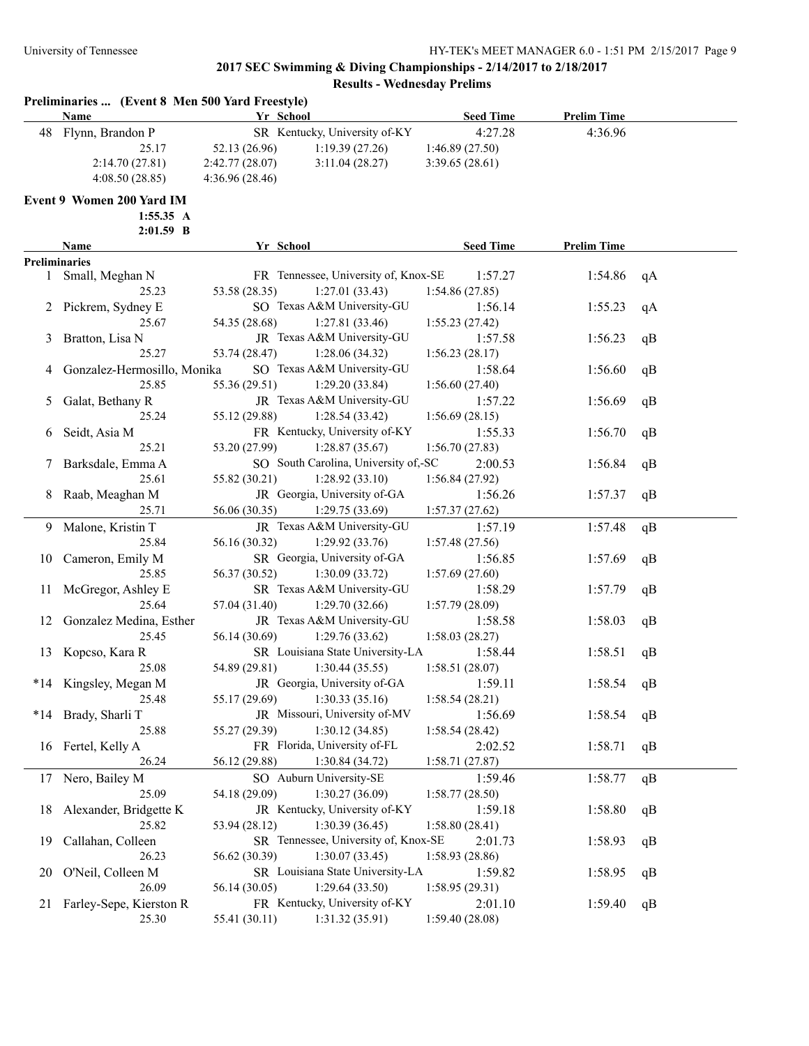## 2017 SEC Swimming & Diving Championships - 2/14/2017 to 2/18/2017

### Results - Wednesday Prelims

**Preliminaries ... (Event 8 Men 500 Yard Freestyle)**

| | Name | Yr | School | Seed Time | Prelim Time | |
|---|---|---|---|---|---|---|
| 48 | Flynn, Brandon P | SR | Kentucky, University of-KY | 4:27.28 | 4:36.96 | |
| | 25.17 | 52.13 (26.96) | 1:19.39 (27.26) | 1:46.89 (27.50) | | |
| | 2:14.70 (27.81) | 2:42.77 (28.07) | 3:11.04 (28.27) | 3:39.65 (28.61) | | |
| | 4:08.50 (28.85) | 4:36.96 (28.46) | | | | |

**Event 9 Women 200 Yard IM**

1:55.35 A
2:01.59 B

**Preliminaries**

| | Name | Yr | School | Seed Time | Prelim Time | |
|---|---|---|---|---|---|---|
| 1 | Small, Meghan N | FR | Tennessee, University of, Knox-SE | 1:57.27 | 1:54.86 | qA |
| | 25.23 | 53.58 (28.35) | 1:27.01 (33.43) | 1:54.86 (27.85) | | |
| 2 | Pickrem, Sydney E | SO | Texas A&M University-GU | 1:56.14 | 1:55.23 | qA |
| | 25.67 | 54.35 (28.68) | 1:27.81 (33.46) | 1:55.23 (27.42) | | |
| 3 | Bratton, Lisa N | JR | Texas A&M University-GU | 1:57.58 | 1:56.23 | qB |
| | 25.27 | 53.74 (28.47) | 1:28.06 (34.32) | 1:56.23 (28.17) | | |
| 4 | Gonzalez-Hermosillo, Monika | SO | Texas A&M University-GU | 1:58.64 | 1:56.60 | qB |
| | 25.85 | 55.36 (29.51) | 1:29.20 (33.84) | 1:56.60 (27.40) | | |
| 5 | Galat, Bethany R | JR | Texas A&M University-GU | 1:57.22 | 1:56.69 | qB |
| | 25.24 | 55.12 (29.88) | 1:28.54 (33.42) | 1:56.69 (28.15) | | |
| 6 | Seidt, Asia M | FR | Kentucky, University of-KY | 1:55.33 | 1:56.70 | qB |
| | 25.21 | 53.20 (27.99) | 1:28.87 (35.67) | 1:56.70 (27.83) | | |
| 7 | Barksdale, Emma A | SO | South Carolina, University of,-SC | 2:00.53 | 1:56.84 | qB |
| | 25.61 | 55.82 (30.21) | 1:28.92 (33.10) | 1:56.84 (27.92) | | |
| 8 | Raab, Meaghan M | JR | Georgia, University of-GA | 1:56.26 | 1:57.37 | qB |
| | 25.71 | 56.06 (30.35) | 1:29.75 (33.69) | 1:57.37 (27.62) | | |
| 9 | Malone, Kristin T | JR | Texas A&M University-GU | 1:57.19 | 1:57.48 | qB |
| | 25.84 | 56.16 (30.32) | 1:29.92 (33.76) | 1:57.48 (27.56) | | |
| 10 | Cameron, Emily M | SR | Georgia, University of-GA | 1:56.85 | 1:57.69 | qB |
| | 25.85 | 56.37 (30.52) | 1:30.09 (33.72) | 1:57.69 (27.60) | | |
| 11 | McGregor, Ashley E | SR | Texas A&M University-GU | 1:58.29 | 1:57.79 | qB |
| | 25.64 | 57.04 (31.40) | 1:29.70 (32.66) | 1:57.79 (28.09) | | |
| 12 | Gonzalez Medina, Esther | JR | Texas A&M University-GU | 1:58.58 | 1:58.03 | qB |
| | 25.45 | 56.14 (30.69) | 1:29.76 (33.62) | 1:58.03 (28.27) | | |
| 13 | Kopcso, Kara R | SR | Louisiana State University-LA | 1:58.44 | 1:58.51 | qB |
| | 25.08 | 54.89 (29.81) | 1:30.44 (35.55) | 1:58.51 (28.07) | | |
| *14 | Kingsley, Megan M | JR | Georgia, University of-GA | 1:59.11 | 1:58.54 | qB |
| | 25.48 | 55.17 (29.69) | 1:30.33 (35.16) | 1:58.54 (28.21) | | |
| *14 | Brady, Sharli T | JR | Missouri, University of-MV | 1:56.69 | 1:58.54 | qB |
| | 25.88 | 55.27 (29.39) | 1:30.12 (34.85) | 1:58.54 (28.42) | | |
| 16 | Fertel, Kelly A | FR | Florida, University of-FL | 2:02.52 | 1:58.71 | qB |
| | 26.24 | 56.12 (29.88) | 1:30.84 (34.72) | 1:58.71 (27.87) | | |
| 17 | Nero, Bailey M | SO | Auburn University-SE | 1:59.46 | 1:58.77 | qB |
| | 25.09 | 54.18 (29.09) | 1:30.27 (36.09) | 1:58.77 (28.50) | | |
| 18 | Alexander, Bridgette K | JR | Kentucky, University of-KY | 1:59.18 | 1:58.80 | qB |
| | 25.82 | 53.94 (28.12) | 1:30.39 (36.45) | 1:58.80 (28.41) | | |
| 19 | Callahan, Colleen | SR | Tennessee, University of, Knox-SE | 2:01.73 | 1:58.93 | qB |
| | 26.23 | 56.62 (30.39) | 1:30.07 (33.45) | 1:58.93 (28.86) | | |
| 20 | O'Neil, Colleen M | SR | Louisiana State University-LA | 1:59.82 | 1:58.95 | qB |
| | 26.09 | 56.14 (30.05) | 1:29.64 (33.50) | 1:58.95 (29.31) | | |
| 21 | Farley-Sepe, Kierston R | FR | Kentucky, University of-KY | 2:01.10 | 1:59.40 | qB |
| | 25.30 | 55.41 (30.11) | 1:31.32 (35.91) | 1:59.40 (28.08) | | |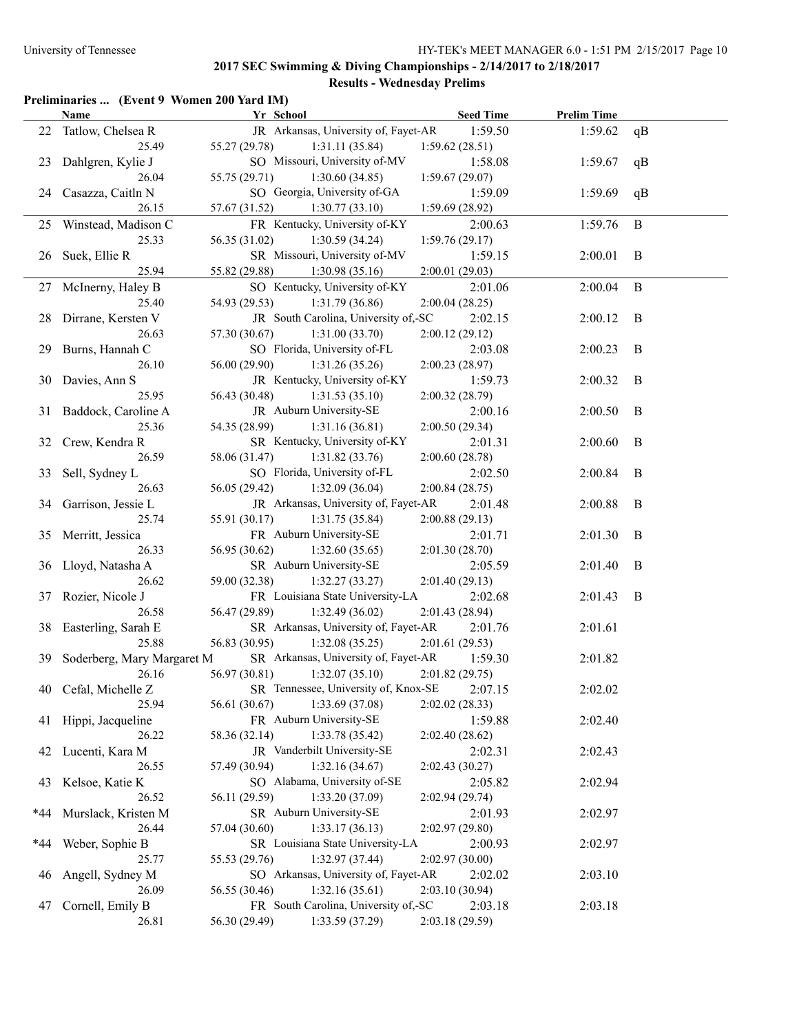## 2017 SEC Swimming & Diving Championships - 2/14/2017 to 2/18/2017

### Results - Wednesday Prelims

**Preliminaries ... (Event 9 Women 200 Yard IM)**

| | Name | Yr | School | Seed Time | Prelim Time | |
|---|---|---|---|---|---|---|
| 22 | Tatlow, Chelsea R | JR | Arkansas, University of, Fayet-AR | 1:59.50 | 1:59.62 | qB |
| | 25.49 | 55.27 (29.78) | 1:31.11 (35.84) | 1:59.62 (28.51) | | |
| 23 | Dahlgren, Kylie J | SO | Missouri, University of-MV | 1:58.08 | 1:59.67 | qB |
| | 26.04 | 55.75 (29.71) | 1:30.60 (34.85) | 1:59.67 (29.07) | | |
| 24 | Casazza, Caitln N | SO | Georgia, University of-GA | 1:59.09 | 1:59.69 | qB |
| | 26.15 | 57.67 (31.52) | 1:30.77 (33.10) | 1:59.69 (28.92) | | |
| 25 | Winstead, Madison C | FR | Kentucky, University of-KY | 2:00.63 | 1:59.76 | B |
| | 25.33 | 56.35 (31.02) | 1:30.59 (34.24) | 1:59.76 (29.17) | | |
| 26 | Suek, Ellie R | SR | Missouri, University of-MV | 1:59.15 | 2:00.01 | B |
| | 25.94 | 55.82 (29.88) | 1:30.98 (35.16) | 2:00.01 (29.03) | | |
| 27 | McInerny, Haley B | SO | Kentucky, University of-KY | 2:01.06 | 2:00.04 | B |
| | 25.40 | 54.93 (29.53) | 1:31.79 (36.86) | 2:00.04 (28.25) | | |
| 28 | Dirrane, Kersten V | JR | South Carolina, University of,-SC | 2:02.15 | 2:00.12 | B |
| | 26.63 | 57.30 (30.67) | 1:31.00 (33.70) | 2:00.12 (29.12) | | |
| 29 | Burns, Hannah C | SO | Florida, University of-FL | 2:03.08 | 2:00.23 | B |
| | 26.10 | 56.00 (29.90) | 1:31.26 (35.26) | 2:00.23 (28.97) | | |
| 30 | Davies, Ann S | JR | Kentucky, University of-KY | 1:59.73 | 2:00.32 | B |
| | 25.95 | 56.43 (30.48) | 1:31.53 (35.10) | 2:00.32 (28.79) | | |
| 31 | Baddock, Caroline A | JR | Auburn University-SE | 2:00.16 | 2:00.50 | B |
| | 25.36 | 54.35 (28.99) | 1:31.16 (36.81) | 2:00.50 (29.34) | | |
| 32 | Crew, Kendra R | SR | Kentucky, University of-KY | 2:01.31 | 2:00.60 | B |
| | 26.59 | 58.06 (31.47) | 1:31.82 (33.76) | 2:00.60 (28.78) | | |
| 33 | Sell, Sydney L | SO | Florida, University of-FL | 2:02.50 | 2:00.84 | B |
| | 26.63 | 56.05 (29.42) | 1:32.09 (36.04) | 2:00.84 (28.75) | | |
| 34 | Garrison, Jessie L | JR | Arkansas, University of, Fayet-AR | 2:01.48 | 2:00.88 | B |
| | 25.74 | 55.91 (30.17) | 1:31.75 (35.84) | 2:00.88 (29.13) | | |
| 35 | Merritt, Jessica | FR | Auburn University-SE | 2:01.71 | 2:01.30 | B |
| | 26.33 | 56.95 (30.62) | 1:32.60 (35.65) | 2:01.30 (28.70) | | |
| 36 | Lloyd, Natasha A | SR | Auburn University-SE | 2:05.59 | 2:01.40 | B |
| | 26.62 | 59.00 (32.38) | 1:32.27 (33.27) | 2:01.40 (29.13) | | |
| 37 | Rozier, Nicole J | FR | Louisiana State University-LA | 2:02.68 | 2:01.43 | B |
| | 26.58 | 56.47 (29.89) | 1:32.49 (36.02) | 2:01.43 (28.94) | | |
| 38 | Easterling, Sarah E | SR | Arkansas, University of, Fayet-AR | 2:01.76 | 2:01.61 | |
| | 25.88 | 56.83 (30.95) | 1:32.08 (35.25) | 2:01.61 (29.53) | | |
| 39 | Soderberg, Mary Margaret M | SR | Arkansas, University of, Fayet-AR | 1:59.30 | 2:01.82 | |
| | 26.16 | 56.97 (30.81) | 1:32.07 (35.10) | 2:01.82 (29.75) | | |
| 40 | Cefal, Michelle Z | SR | Tennessee, University of, Knox-SE | 2:07.15 | 2:02.02 | |
| | 25.94 | 56.61 (30.67) | 1:33.69 (37.08) | 2:02.02 (28.33) | | |
| 41 | Hippi, Jacqueline | FR | Auburn University-SE | 1:59.88 | 2:02.40 | |
| | 26.22 | 58.36 (32.14) | 1:33.78 (35.42) | 2:02.40 (28.62) | | |
| 42 | Lucenti, Kara M | JR | Vanderbilt University-SE | 2:02.31 | 2:02.43 | |
| | 26.55 | 57.49 (30.94) | 1:32.16 (34.67) | 2:02.43 (30.27) | | |
| 43 | Kelsoe, Katie K | SO | Alabama, University of-SE | 2:05.82 | 2:02.94 | |
| | 26.52 | 56.11 (29.59) | 1:33.20 (37.09) | 2:02.94 (29.74) | | |
| *44 | Murslack, Kristen M | SR | Auburn University-SE | 2:01.93 | 2:02.97 | |
| | 26.44 | 57.04 (30.60) | 1:33.17 (36.13) | 2:02.97 (29.80) | | |
| *44 | Weber, Sophie B | SR | Louisiana State University-LA | 2:00.93 | 2:02.97 | |
| | 25.77 | 55.53 (29.76) | 1:32.97 (37.44) | 2:02.97 (30.00) | | |
| 46 | Angell, Sydney M | SO | Arkansas, University of, Fayet-AR | 2:02.02 | 2:03.10 | |
| | 26.09 | 56.55 (30.46) | 1:32.16 (35.61) | 2:03.10 (30.94) | | |
| 47 | Cornell, Emily B | FR | South Carolina, University of,-SC | 2:03.18 | 2:03.18 | |
| | 26.81 | 56.30 (29.49) | 1:33.59 (37.29) | 2:03.18 (29.59) | | |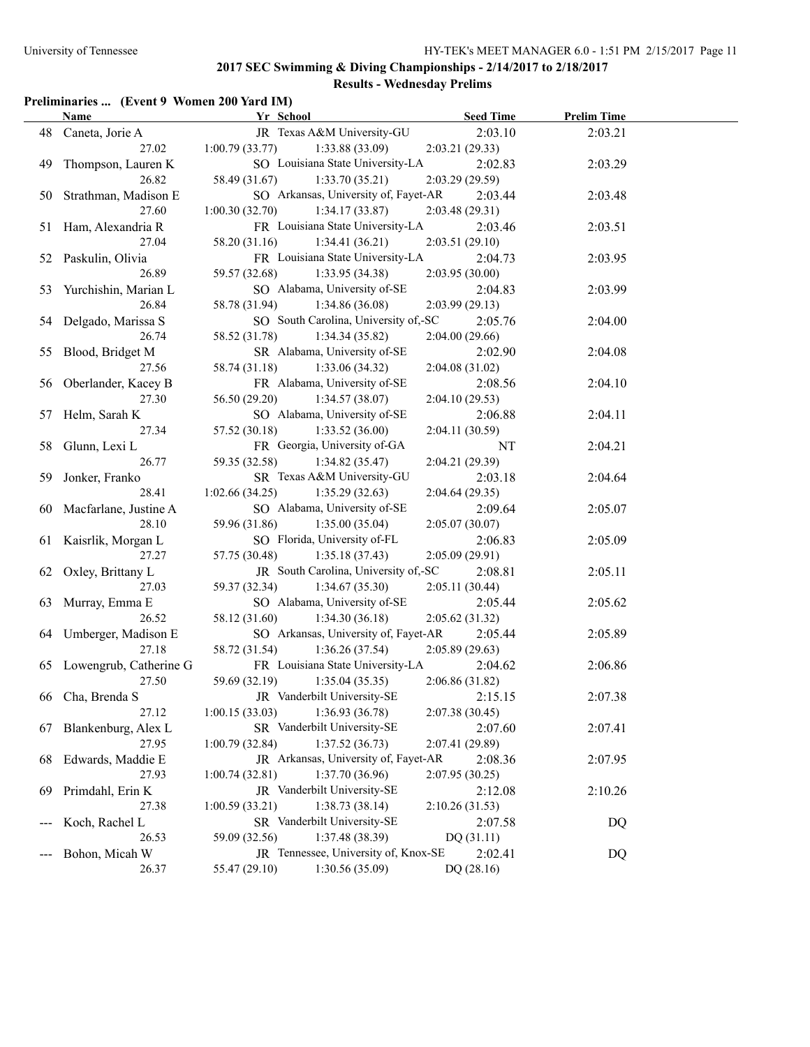## 2017 SEC Swimming & Diving Championships - 2/14/2017 to 2/18/2017

### Results - Wednesday Prelims

**Preliminaries ... (Event 9 Women 200 Yard IM)**

| | Name | Yr | School | Seed Time | Prelim Time |
|---|---|---|---|---|---|
| 48 | Caneta, Jorie A | JR | Texas A&M University-GU | 2:03.10 | 2:03.21 |
| | 27.02 | 1:00.79 (33.77) | 1:33.88 (33.09) | 2:03.21 (29.33) | |
| 49 | Thompson, Lauren K | SO | Louisiana State University-LA | 2:02.83 | 2:03.29 |
| | 26.82 | 58.49 (31.67) | 1:33.70 (35.21) | 2:03.29 (29.59) | |
| 50 | Strathman, Madison E | SO | Arkansas, University of, Fayet-AR | 2:03.44 | 2:03.48 |
| | 27.60 | 1:00.30 (32.70) | 1:34.17 (33.87) | 2:03.48 (29.31) | |
| 51 | Ham, Alexandria R | FR | Louisiana State University-LA | 2:03.46 | 2:03.51 |
| | 27.04 | 58.20 (31.16) | 1:34.41 (36.21) | 2:03.51 (29.10) | |
| 52 | Paskulin, Olivia | FR | Louisiana State University-LA | 2:04.73 | 2:03.95 |
| | 26.89 | 59.57 (32.68) | 1:33.95 (34.38) | 2:03.95 (30.00) | |
| 53 | Yurchishin, Marian L | SO | Alabama, University of-SE | 2:04.83 | 2:03.99 |
| | 26.84 | 58.78 (31.94) | 1:34.86 (36.08) | 2:03.99 (29.13) | |
| 54 | Delgado, Marissa S | SO | South Carolina, University of,-SC | 2:05.76 | 2:04.00 |
| | 26.74 | 58.52 (31.78) | 1:34.34 (35.82) | 2:04.00 (29.66) | |
| 55 | Blood, Bridget M | SR | Alabama, University of-SE | 2:02.90 | 2:04.08 |
| | 27.56 | 58.74 (31.18) | 1:33.06 (34.32) | 2:04.08 (31.02) | |
| 56 | Oberlander, Kacey B | FR | Alabama, University of-SE | 2:08.56 | 2:04.10 |
| | 27.30 | 56.50 (29.20) | 1:34.57 (38.07) | 2:04.10 (29.53) | |
| 57 | Helm, Sarah K | SO | Alabama, University of-SE | 2:06.88 | 2:04.11 |
| | 27.34 | 57.52 (30.18) | 1:33.52 (36.00) | 2:04.11 (30.59) | |
| 58 | Glunn, Lexi L | FR | Georgia, University of-GA | NT | 2:04.21 |
| | 26.77 | 59.35 (32.58) | 1:34.82 (35.47) | 2:04.21 (29.39) | |
| 59 | Jonker, Franko | SR | Texas A&M University-GU | 2:03.18 | 2:04.64 |
| | 28.41 | 1:02.66 (34.25) | 1:35.29 (32.63) | 2:04.64 (29.35) | |
| 60 | Macfarlane, Justine A | SO | Alabama, University of-SE | 2:09.64 | 2:05.07 |
| | 28.10 | 59.96 (31.86) | 1:35.00 (35.04) | 2:05.07 (30.07) | |
| 61 | Kaisrlik, Morgan L | SO | Florida, University of-FL | 2:06.83 | 2:05.09 |
| | 27.27 | 57.75 (30.48) | 1:35.18 (37.43) | 2:05.09 (29.91) | |
| 62 | Oxley, Brittany L | JR | South Carolina, University of,-SC | 2:08.81 | 2:05.11 |
| | 27.03 | 59.37 (32.34) | 1:34.67 (35.30) | 2:05.11 (30.44) | |
| 63 | Murray, Emma E | SO | Alabama, University of-SE | 2:05.44 | 2:05.62 |
| | 26.52 | 58.12 (31.60) | 1:34.30 (36.18) | 2:05.62 (31.32) | |
| 64 | Umberger, Madison E | SO | Arkansas, University of, Fayet-AR | 2:05.44 | 2:05.89 |
| | 27.18 | 58.72 (31.54) | 1:36.26 (37.54) | 2:05.89 (29.63) | |
| 65 | Lowengrub, Catherine G | FR | Louisiana State University-LA | 2:04.62 | 2:06.86 |
| | 27.50 | 59.69 (32.19) | 1:35.04 (35.35) | 2:06.86 (31.82) | |
| 66 | Cha, Brenda S | JR | Vanderbilt University-SE | 2:15.15 | 2:07.38 |
| | 27.12 | 1:00.15 (33.03) | 1:36.93 (36.78) | 2:07.38 (30.45) | |
| 67 | Blankenburg, Alex L | SR | Vanderbilt University-SE | 2:07.60 | 2:07.41 |
| | 27.95 | 1:00.79 (32.84) | 1:37.52 (36.73) | 2:07.41 (29.89) | |
| 68 | Edwards, Maddie E | JR | Arkansas, University of, Fayet-AR | 2:08.36 | 2:07.95 |
| | 27.93 | 1:00.74 (32.81) | 1:37.70 (36.96) | 2:07.95 (30.25) | |
| 69 | Primdahl, Erin K | JR | Vanderbilt University-SE | 2:12.08 | 2:10.26 |
| | 27.38 | 1:00.59 (33.21) | 1:38.73 (38.14) | 2:10.26 (31.53) | |
| --- | Koch, Rachel L | SR | Vanderbilt University-SE | 2:07.58 | DQ |
| | 26.53 | 59.09 (32.56) | 1:37.48 (38.39) | DQ (31.11) | |
| --- | Bohon, Micah W | JR | Tennessee, University of, Knox-SE | 2:02.41 | DQ |
| | 26.37 | 55.47 (29.10) | 1:30.56 (35.09) | DQ (28.16) | |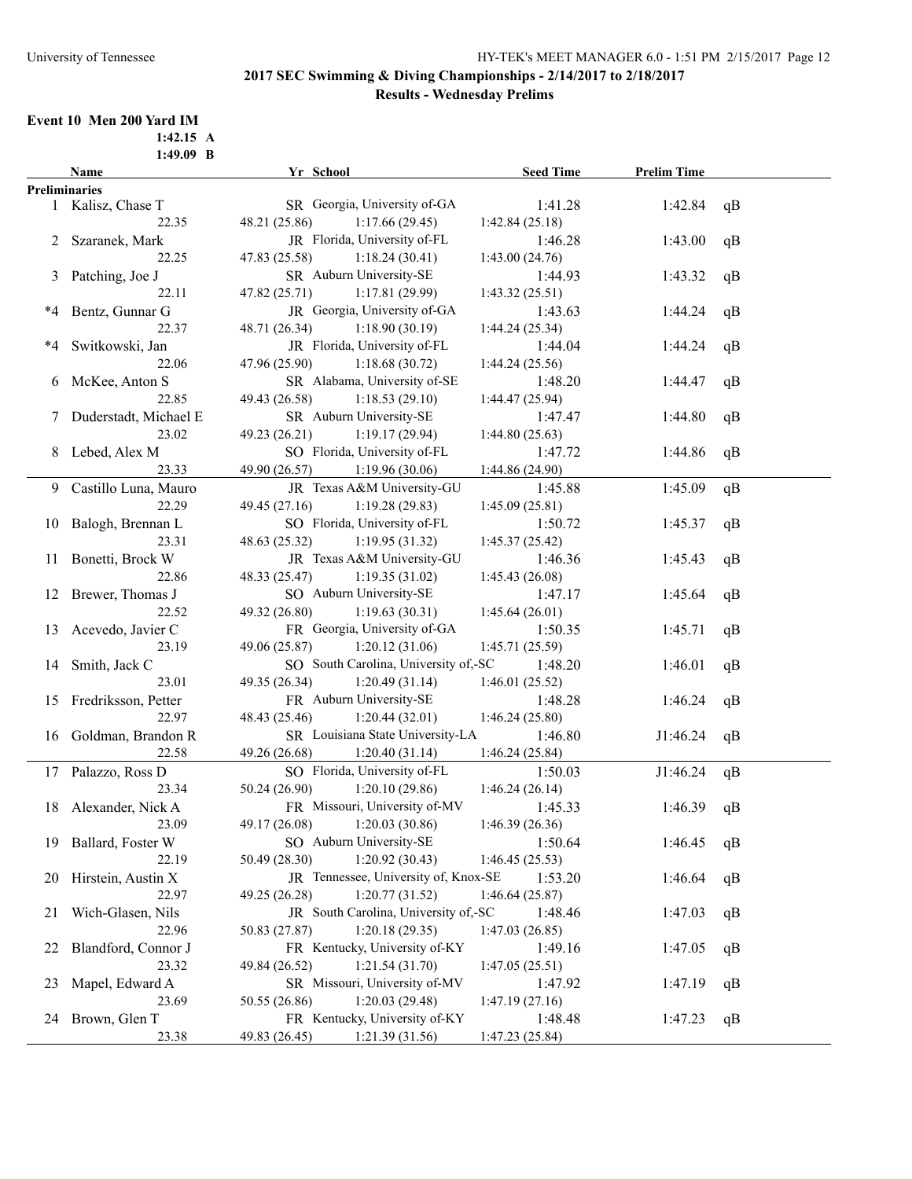## 2017 SEC Swimming & Diving Championships - 2/14/2017 to 2/18/2017

### Results - Wednesday Prelims

**Event 10 Men 200 Yard IM**

1:42.15 A
1:49.09 B

| | Name | Yr | School | Seed Time | Prelim Time | |
|---|---|---|---|---|---|---|
| **Preliminaries** | | | | | | |
| 1 | Kalisz, Chase T | SR | Georgia, University of-GA | 1:41.28 | 1:42.84 | qB |
| | 22.35 | 48.21 (25.86) | 1:17.66 (29.45) | 1:42.84 (25.18) | | |
| 2 | Szaranek, Mark | JR | Florida, University of-FL | 1:46.28 | 1:43.00 | qB |
| | 22.25 | 47.83 (25.58) | 1:18.24 (30.41) | 1:43.00 (24.76) | | |
| 3 | Patching, Joe J | SR | Auburn University-SE | 1:44.93 | 1:43.32 | qB |
| | 22.11 | 47.82 (25.71) | 1:17.81 (29.99) | 1:43.32 (25.51) | | |
| *4 | Bentz, Gunnar G | JR | Georgia, University of-GA | 1:43.63 | 1:44.24 | qB |
| | 22.37 | 48.71 (26.34) | 1:18.90 (30.19) | 1:44.24 (25.34) | | |
| *4 | Switkowski, Jan | JR | Florida, University of-FL | 1:44.04 | 1:44.24 | qB |
| | 22.06 | 47.96 (25.90) | 1:18.68 (30.72) | 1:44.24 (25.56) | | |
| 6 | McKee, Anton S | SR | Alabama, University of-SE | 1:48.20 | 1:44.47 | qB |
| | 22.85 | 49.43 (26.58) | 1:18.53 (29.10) | 1:44.47 (25.94) | | |
| 7 | Duderstadt, Michael E | SR | Auburn University-SE | 1:47.47 | 1:44.80 | qB |
| | 23.02 | 49.23 (26.21) | 1:19.17 (29.94) | 1:44.80 (25.63) | | |
| 8 | Lebed, Alex M | SO | Florida, University of-FL | 1:47.72 | 1:44.86 | qB |
| | 23.33 | 49.90 (26.57) | 1:19.96 (30.06) | 1:44.86 (24.90) | | |
| 9 | Castillo Luna, Mauro | JR | Texas A&M University-GU | 1:45.88 | 1:45.09 | qB |
| | 22.29 | 49.45 (27.16) | 1:19.28 (29.83) | 1:45.09 (25.81) | | |
| 10 | Balogh, Brennan L | SO | Florida, University of-FL | 1:50.72 | 1:45.37 | qB |
| | 23.31 | 48.63 (25.32) | 1:19.95 (31.32) | 1:45.37 (25.42) | | |
| 11 | Bonetti, Brock W | JR | Texas A&M University-GU | 1:46.36 | 1:45.43 | qB |
| | 22.86 | 48.33 (25.47) | 1:19.35 (31.02) | 1:45.43 (26.08) | | |
| 12 | Brewer, Thomas J | SO | Auburn University-SE | 1:47.17 | 1:45.64 | qB |
| | 22.52 | 49.32 (26.80) | 1:19.63 (30.31) | 1:45.64 (26.01) | | |
| 13 | Acevedo, Javier C | FR | Georgia, University of-GA | 1:50.35 | 1:45.71 | qB |
| | 23.19 | 49.06 (25.87) | 1:20.12 (31.06) | 1:45.71 (25.59) | | |
| 14 | Smith, Jack C | SO | South Carolina, University of,-SC | 1:48.20 | 1:46.01 | qB |
| | 23.01 | 49.35 (26.34) | 1:20.49 (31.14) | 1:46.01 (25.52) | | |
| 15 | Fredriksson, Petter | FR | Auburn University-SE | 1:48.28 | 1:46.24 | qB |
| | 22.97 | 48.43 (25.46) | 1:20.44 (32.01) | 1:46.24 (25.80) | | |
| 16 | Goldman, Brandon R | SR | Louisiana State University-LA | 1:46.80 | J1:46.24 | qB |
| | 22.58 | 49.26 (26.68) | 1:20.40 (31.14) | 1:46.24 (25.84) | | |
| 17 | Palazzo, Ross D | SO | Florida, University of-FL | 1:50.03 | J1:46.24 | qB |
| | 23.34 | 50.24 (26.90) | 1:20.10 (29.86) | 1:46.24 (26.14) | | |
| 18 | Alexander, Nick A | FR | Missouri, University of-MV | 1:45.33 | 1:46.39 | qB |
| | 23.09 | 49.17 (26.08) | 1:20.03 (30.86) | 1:46.39 (26.36) | | |
| 19 | Ballard, Foster W | SO | Auburn University-SE | 1:50.64 | 1:46.45 | qB |
| | 22.19 | 50.49 (28.30) | 1:20.92 (30.43) | 1:46.45 (25.53) | | |
| 20 | Hirstein, Austin X | JR | Tennessee, University of, Knox-SE | 1:53.20 | 1:46.64 | qB |
| | 22.97 | 49.25 (26.28) | 1:20.77 (31.52) | 1:46.64 (25.87) | | |
| 21 | Wich-Glasen, Nils | JR | South Carolina, University of,-SC | 1:48.46 | 1:47.03 | qB |
| | 22.96 | 50.83 (27.87) | 1:20.18 (29.35) | 1:47.03 (26.85) | | |
| 22 | Blandford, Connor J | FR | Kentucky, University of-KY | 1:49.16 | 1:47.05 | qB |
| | 23.32 | 49.84 (26.52) | 1:21.54 (31.70) | 1:47.05 (25.51) | | |
| 23 | Mapel, Edward A | SR | Missouri, University of-MV | 1:47.92 | 1:47.19 | qB |
| | 23.69 | 50.55 (26.86) | 1:20.03 (29.48) | 1:47.19 (27.16) | | |
| 24 | Brown, Glen T | FR | Kentucky, University of-KY | 1:48.48 | 1:47.23 | qB |
| | 23.38 | 49.83 (26.45) | 1:21.39 (31.56) | 1:47.23 (25.84) | | |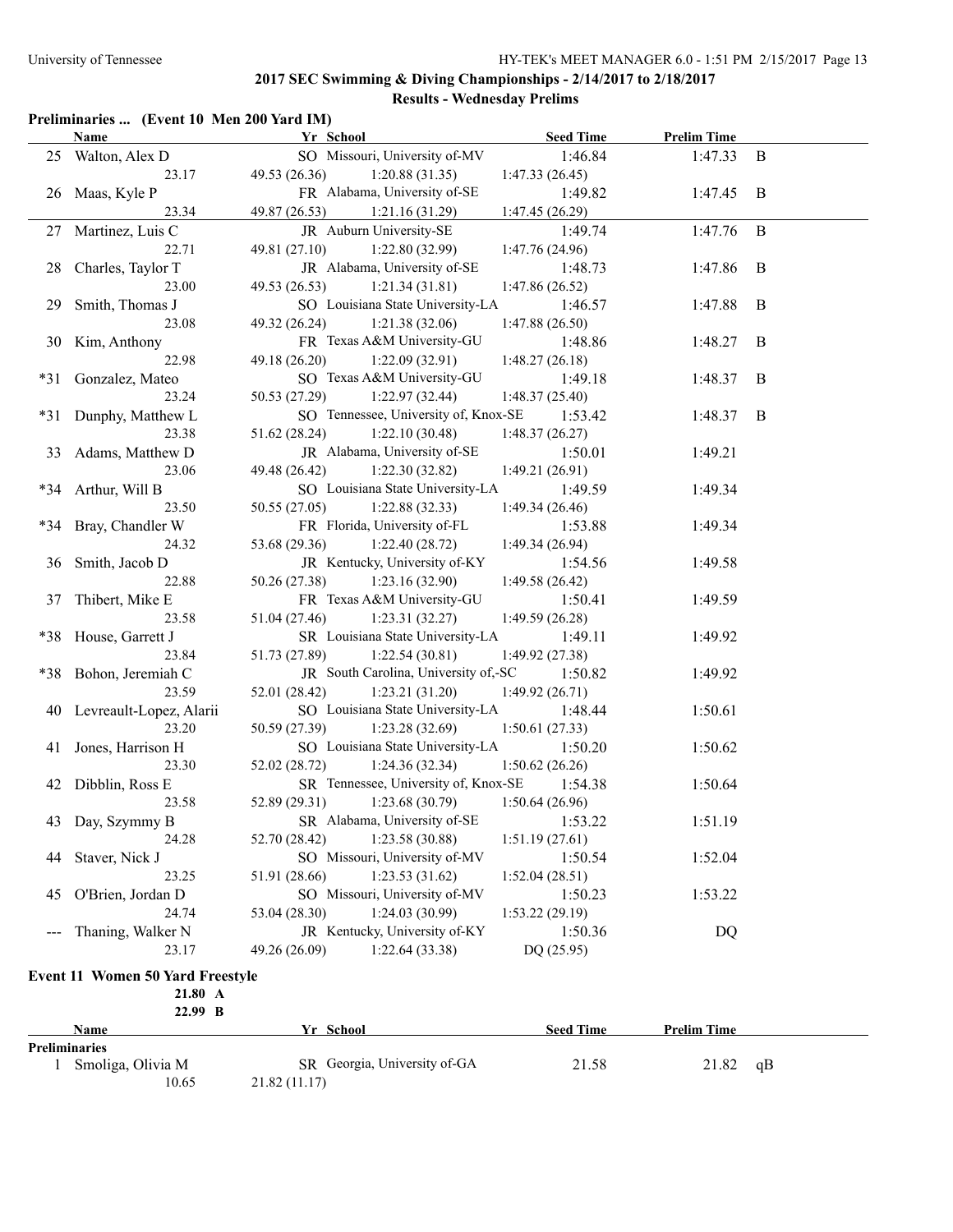## 2017 SEC Swimming & Diving Championships - 2/14/2017 to 2/18/2017

### Results - Wednesday Prelims

**Preliminaries ... (Event 10 Men 200 Yard IM)**

| | Name | Yr | School | Seed Time | Prelim Time | |
|---|---|---|---|---|---|---|
| 25 | Walton, Alex D | SO | Missouri, University of-MV | 1:46.84 | 1:47.33 | B |
| | 23.17 | 49.53 (26.36) | 1:20.88 (31.35) | 1:47.33 (26.45) | | |
| 26 | Maas, Kyle P | FR | Alabama, University of-SE | 1:49.82 | 1:47.45 | B |
| | 23.34 | 49.87 (26.53) | 1:21.16 (31.29) | 1:47.45 (26.29) | | |
| 27 | Martinez, Luis C | JR | Auburn University-SE | 1:49.74 | 1:47.76 | B |
| | 22.71 | 49.81 (27.10) | 1:22.80 (32.99) | 1:47.76 (24.96) | | |
| 28 | Charles, Taylor T | JR | Alabama, University of-SE | 1:48.73 | 1:47.86 | B |
| | 23.00 | 49.53 (26.53) | 1:21.34 (31.81) | 1:47.86 (26.52) | | |
| 29 | Smith, Thomas J | SO | Louisiana State University-LA | 1:46.57 | 1:47.88 | B |
| | 23.08 | 49.32 (26.24) | 1:21.38 (32.06) | 1:47.88 (26.50) | | |
| 30 | Kim, Anthony | FR | Texas A&M University-GU | 1:48.86 | 1:48.27 | B |
| | 22.98 | 49.18 (26.20) | 1:22.09 (32.91) | 1:48.27 (26.18) | | |
| *31 | Gonzalez, Mateo | SO | Texas A&M University-GU | 1:49.18 | 1:48.37 | B |
| | 23.24 | 50.53 (27.29) | 1:22.97 (32.44) | 1:48.37 (25.40) | | |
| *31 | Dunphy, Matthew L | SO | Tennessee, University of, Knox-SE | 1:53.42 | 1:48.37 | B |
| | 23.38 | 51.62 (28.24) | 1:22.10 (30.48) | 1:48.37 (26.27) | | |
| 33 | Adams, Matthew D | JR | Alabama, University of-SE | 1:50.01 | 1:49.21 | |
| | 23.06 | 49.48 (26.42) | 1:22.30 (32.82) | 1:49.21 (26.91) | | |
| *34 | Arthur, Will B | SO | Louisiana State University-LA | 1:49.59 | 1:49.34 | |
| | 23.50 | 50.55 (27.05) | 1:22.88 (32.33) | 1:49.34 (26.46) | | |
| *34 | Bray, Chandler W | FR | Florida, University of-FL | 1:53.88 | 1:49.34 | |
| | 24.32 | 53.68 (29.36) | 1:22.40 (28.72) | 1:49.34 (26.94) | | |
| 36 | Smith, Jacob D | JR | Kentucky, University of-KY | 1:54.56 | 1:49.58 | |
| | 22.88 | 50.26 (27.38) | 1:23.16 (32.90) | 1:49.58 (26.42) | | |
| 37 | Thibert, Mike E | FR | Texas A&M University-GU | 1:50.41 | 1:49.59 | |
| | 23.58 | 51.04 (27.46) | 1:23.31 (32.27) | 1:49.59 (26.28) | | |
| *38 | House, Garrett J | SR | Louisiana State University-LA | 1:49.11 | 1:49.92 | |
| | 23.84 | 51.73 (27.89) | 1:22.54 (30.81) | 1:49.92 (27.38) | | |
| *38 | Bohon, Jeremiah C | JR | South Carolina, University of,-SC | 1:50.82 | 1:49.92 | |
| | 23.59 | 52.01 (28.42) | 1:23.21 (31.20) | 1:49.92 (26.71) | | |
| 40 | Levreault-Lopez, Alarii | SO | Louisiana State University-LA | 1:48.44 | 1:50.61 | |
| | 23.20 | 50.59 (27.39) | 1:23.28 (32.69) | 1:50.61 (27.33) | | |
| 41 | Jones, Harrison H | SO | Louisiana State University-LA | 1:50.20 | 1:50.62 | |
| | 23.30 | 52.02 (28.72) | 1:24.36 (32.34) | 1:50.62 (26.26) | | |
| 42 | Dibblin, Ross E | SR | Tennessee, University of, Knox-SE | 1:54.38 | 1:50.64 | |
| | 23.58 | 52.89 (29.31) | 1:23.68 (30.79) | 1:50.64 (26.96) | | |
| 43 | Day, Szymmy B | SR | Alabama, University of-SE | 1:53.22 | 1:51.19 | |
| | 24.28 | 52.70 (28.42) | 1:23.58 (30.88) | 1:51.19 (27.61) | | |
| 44 | Staver, Nick J | SO | Missouri, University of-MV | 1:50.54 | 1:52.04 | |
| | 23.25 | 51.91 (28.66) | 1:23.53 (31.62) | 1:52.04 (28.51) | | |
| 45 | O'Brien, Jordan D | SO | Missouri, University of-MV | 1:50.23 | 1:53.22 | |
| | 24.74 | 53.04 (28.30) | 1:24.03 (30.99) | 1:53.22 (29.19) | | |
| --- | Thaning, Walker N | JR | Kentucky, University of-KY | 1:50.36 | DQ | |
| | 23.17 | 49.26 (26.09) | 1:22.64 (33.38) | DQ (25.95) | | |

**Event 11 Women 50 Yard Freestyle**

21.80 A
22.99 B

| | Name | Yr | School | Seed Time | Prelim Time | |
|---|---|---|---|---|---|---|
| **Preliminaries** | | | | | | |
| 1 | Smoliga, Olivia M | SR | Georgia, University of-GA | 21.58 | 21.82 | qB |
| | 10.65 | 21.82 (11.17) | | | | |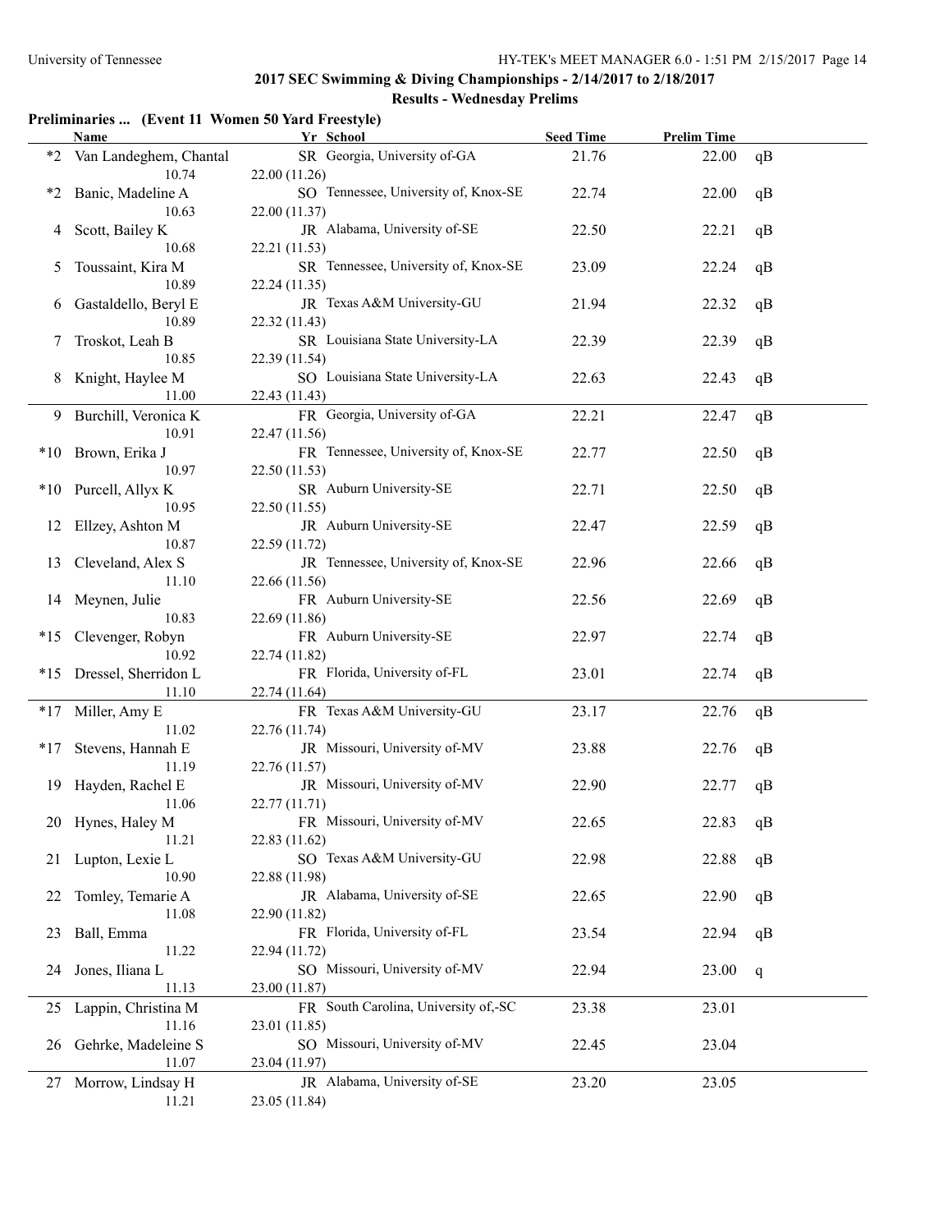## 2017 SEC Swimming & Diving Championships - 2/14/2017 to 2/18/2017

### Results - Wednesday Prelims

**Preliminaries ... (Event 11 Women 50 Yard Freestyle)**

| | Name | Yr | School | Seed Time | Prelim Time | |
|---|---|---|---|---|---|---|
| *2 | Van Landeghem, Chantal | SR | Georgia, University of-GA | 21.76 | 22.00 | qB |
| | 10.74 | 22.00 (11.26) | | | | |
| *2 | Banic, Madeline A | SO | Tennessee, University of, Knox-SE | 22.74 | 22.00 | qB |
| | 10.63 | 22.00 (11.37) | | | | |
| 4 | Scott, Bailey K | JR | Alabama, University of-SE | 22.50 | 22.21 | qB |
| | 10.68 | 22.21 (11.53) | | | | |
| 5 | Toussaint, Kira M | SR | Tennessee, University of, Knox-SE | 23.09 | 22.24 | qB |
| | 10.89 | 22.24 (11.35) | | | | |
| 6 | Gastaldello, Beryl E | JR | Texas A&M University-GU | 21.94 | 22.32 | qB |
| | 10.89 | 22.32 (11.43) | | | | |
| 7 | Troskot, Leah B | SR | Louisiana State University-LA | 22.39 | 22.39 | qB |
| | 10.85 | 22.39 (11.54) | | | | |
| 8 | Knight, Haylee M | SO | Louisiana State University-LA | 22.63 | 22.43 | qB |
| | 11.00 | 22.43 (11.43) | | | | |
| 9 | Burchill, Veronica K | FR | Georgia, University of-GA | 22.21 | 22.47 | qB |
| | 10.91 | 22.47 (11.56) | | | | |
| *10 | Brown, Erika J | FR | Tennessee, University of, Knox-SE | 22.77 | 22.50 | qB |
| | 10.97 | 22.50 (11.53) | | | | |
| *10 | Purcell, Allyx K | SR | Auburn University-SE | 22.71 | 22.50 | qB |
| | 10.95 | 22.50 (11.55) | | | | |
| 12 | Ellzey, Ashton M | JR | Auburn University-SE | 22.47 | 22.59 | qB |
| | 10.87 | 22.59 (11.72) | | | | |
| 13 | Cleveland, Alex S | JR | Tennessee, University of, Knox-SE | 22.96 | 22.66 | qB |
| | 11.10 | 22.66 (11.56) | | | | |
| 14 | Meynen, Julie | FR | Auburn University-SE | 22.56 | 22.69 | qB |
| | 10.83 | 22.69 (11.86) | | | | |
| *15 | Clevenger, Robyn | FR | Auburn University-SE | 22.97 | 22.74 | qB |
| | 10.92 | 22.74 (11.82) | | | | |
| *15 | Dressel, Sherridon L | FR | Florida, University of-FL | 23.01 | 22.74 | qB |
| | 11.10 | 22.74 (11.64) | | | | |
| *17 | Miller, Amy E | FR | Texas A&M University-GU | 23.17 | 22.76 | qB |
| | 11.02 | 22.76 (11.74) | | | | |
| *17 | Stevens, Hannah E | JR | Missouri, University of-MV | 23.88 | 22.76 | qB |
| | 11.19 | 22.76 (11.57) | | | | |
| 19 | Hayden, Rachel E | JR | Missouri, University of-MV | 22.90 | 22.77 | qB |
| | 11.06 | 22.77 (11.71) | | | | |
| 20 | Hynes, Haley M | FR | Missouri, University of-MV | 22.65 | 22.83 | qB |
| | 11.21 | 22.83 (11.62) | | | | |
| 21 | Lupton, Lexie L | SO | Texas A&M University-GU | 22.98 | 22.88 | qB |
| | 10.90 | 22.88 (11.98) | | | | |
| 22 | Tomley, Temarie A | JR | Alabama, University of-SE | 22.65 | 22.90 | qB |
| | 11.08 | 22.90 (11.82) | | | | |
| 23 | Ball, Emma | FR | Florida, University of-FL | 23.54 | 22.94 | qB |
| | 11.22 | 22.94 (11.72) | | | | |
| 24 | Jones, Iliana L | SO | Missouri, University of-MV | 22.94 | 23.00 | q |
| | 11.13 | 23.00 (11.87) | | | | |
| 25 | Lappin, Christina M | FR | South Carolina, University of,-SC | 23.38 | 23.01 | |
| | 11.16 | 23.01 (11.85) | | | | |
| 26 | Gehrke, Madeleine S | SO | Missouri, University of-MV | 22.45 | 23.04 | |
| | 11.07 | 23.04 (11.97) | | | | |
| 27 | Morrow, Lindsay H | JR | Alabama, University of-SE | 23.20 | 23.05 | |
| | 11.21 | 23.05 (11.84) | | | | |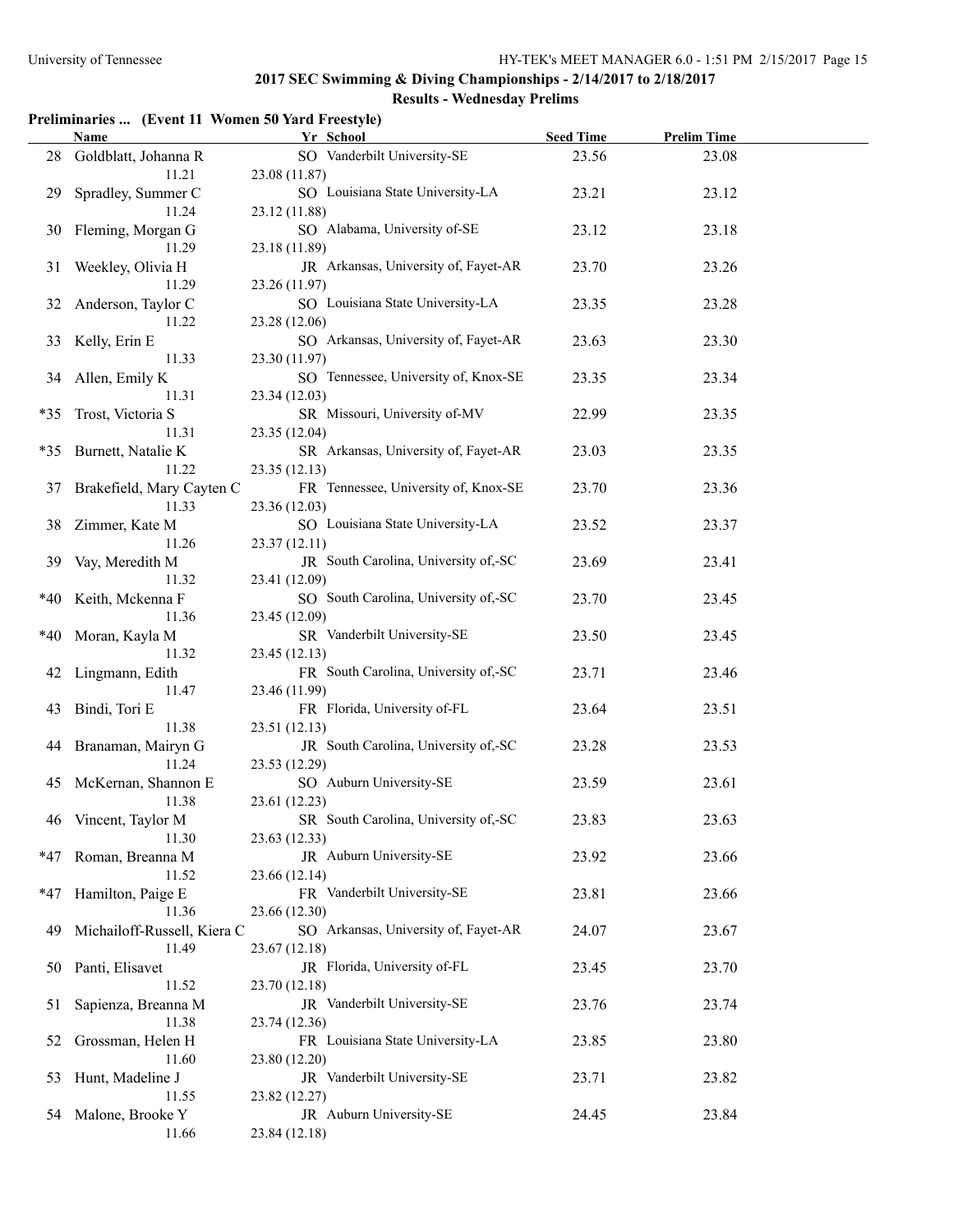## 2017 SEC Swimming & Diving Championships - 2/14/2017 to 2/18/2017

### Results - Wednesday Prelims

**Preliminaries ... (Event 11 Women 50 Yard Freestyle)**

| | Name | Yr | School | Seed Time | Prelim Time |
|---|---|---|---|---|---|
| 28 | Goldblatt, Johanna R | SO | Vanderbilt University-SE | 23.56 | 23.08 |
| | 11.21 | 23.08 (11.87) | | | |
| 29 | Spradley, Summer C | SO | Louisiana State University-LA | 23.21 | 23.12 |
| | 11.24 | 23.12 (11.88) | | | |
| 30 | Fleming, Morgan G | SO | Alabama, University of-SE | 23.12 | 23.18 |
| | 11.29 | 23.18 (11.89) | | | |
| 31 | Weekley, Olivia H | JR | Arkansas, University of, Fayet-AR | 23.70 | 23.26 |
| | 11.29 | 23.26 (11.97) | | | |
| 32 | Anderson, Taylor C | SO | Louisiana State University-LA | 23.35 | 23.28 |
| | 11.22 | 23.28 (12.06) | | | |
| 33 | Kelly, Erin E | SO | Arkansas, University of, Fayet-AR | 23.63 | 23.30 |
| | 11.33 | 23.30 (11.97) | | | |
| 34 | Allen, Emily K | SO | Tennessee, University of, Knox-SE | 23.35 | 23.34 |
| | 11.31 | 23.34 (12.03) | | | |
| *35 | Trost, Victoria S | SR | Missouri, University of-MV | 22.99 | 23.35 |
| | 11.31 | 23.35 (12.04) | | | |
| *35 | Burnett, Natalie K | SR | Arkansas, University of, Fayet-AR | 23.03 | 23.35 |
| | 11.22 | 23.35 (12.13) | | | |
| 37 | Brakefield, Mary Cayten C | FR | Tennessee, University of, Knox-SE | 23.70 | 23.36 |
| | 11.33 | 23.36 (12.03) | | | |
| 38 | Zimmer, Kate M | SO | Louisiana State University-LA | 23.52 | 23.37 |
| | 11.26 | 23.37 (12.11) | | | |
| 39 | Vay, Meredith M | JR | South Carolina, University of,-SC | 23.69 | 23.41 |
| | 11.32 | 23.41 (12.09) | | | |
| *40 | Keith, Mckenna F | SO | South Carolina, University of,-SC | 23.70 | 23.45 |
| | 11.36 | 23.45 (12.09) | | | |
| *40 | Moran, Kayla M | SR | Vanderbilt University-SE | 23.50 | 23.45 |
| | 11.32 | 23.45 (12.13) | | | |
| 42 | Lingmann, Edith | FR | South Carolina, University of,-SC | 23.71 | 23.46 |
| | 11.47 | 23.46 (11.99) | | | |
| 43 | Bindi, Tori E | FR | Florida, University of-FL | 23.64 | 23.51 |
| | 11.38 | 23.51 (12.13) | | | |
| 44 | Branaman, Mairyn G | JR | South Carolina, University of,-SC | 23.28 | 23.53 |
| | 11.24 | 23.53 (12.29) | | | |
| 45 | McKernan, Shannon E | SO | Auburn University-SE | 23.59 | 23.61 |
| | 11.38 | 23.61 (12.23) | | | |
| 46 | Vincent, Taylor M | SR | South Carolina, University of,-SC | 23.83 | 23.63 |
| | 11.30 | 23.63 (12.33) | | | |
| *47 | Roman, Breanna M | JR | Auburn University-SE | 23.92 | 23.66 |
| | 11.52 | 23.66 (12.14) | | | |
| *47 | Hamilton, Paige E | FR | Vanderbilt University-SE | 23.81 | 23.66 |
| | 11.36 | 23.66 (12.30) | | | |
| 49 | Michailoff-Russell, Kiera C | SO | Arkansas, University of, Fayet-AR | 24.07 | 23.67 |
| | 11.49 | 23.67 (12.18) | | | |
| 50 | Panti, Elisavet | JR | Florida, University of-FL | 23.45 | 23.70 |
| | 11.52 | 23.70 (12.18) | | | |
| 51 | Sapienza, Breanna M | JR | Vanderbilt University-SE | 23.76 | 23.74 |
| | 11.38 | 23.74 (12.36) | | | |
| 52 | Grossman, Helen H | FR | Louisiana State University-LA | 23.85 | 23.80 |
| | 11.60 | 23.80 (12.20) | | | |
| 53 | Hunt, Madeline J | JR | Vanderbilt University-SE | 23.71 | 23.82 |
| | 11.55 | 23.82 (12.27) | | | |
| 54 | Malone, Brooke Y | JR | Auburn University-SE | 24.45 | 23.84 |
| | 11.66 | 23.84 (12.18) | | | |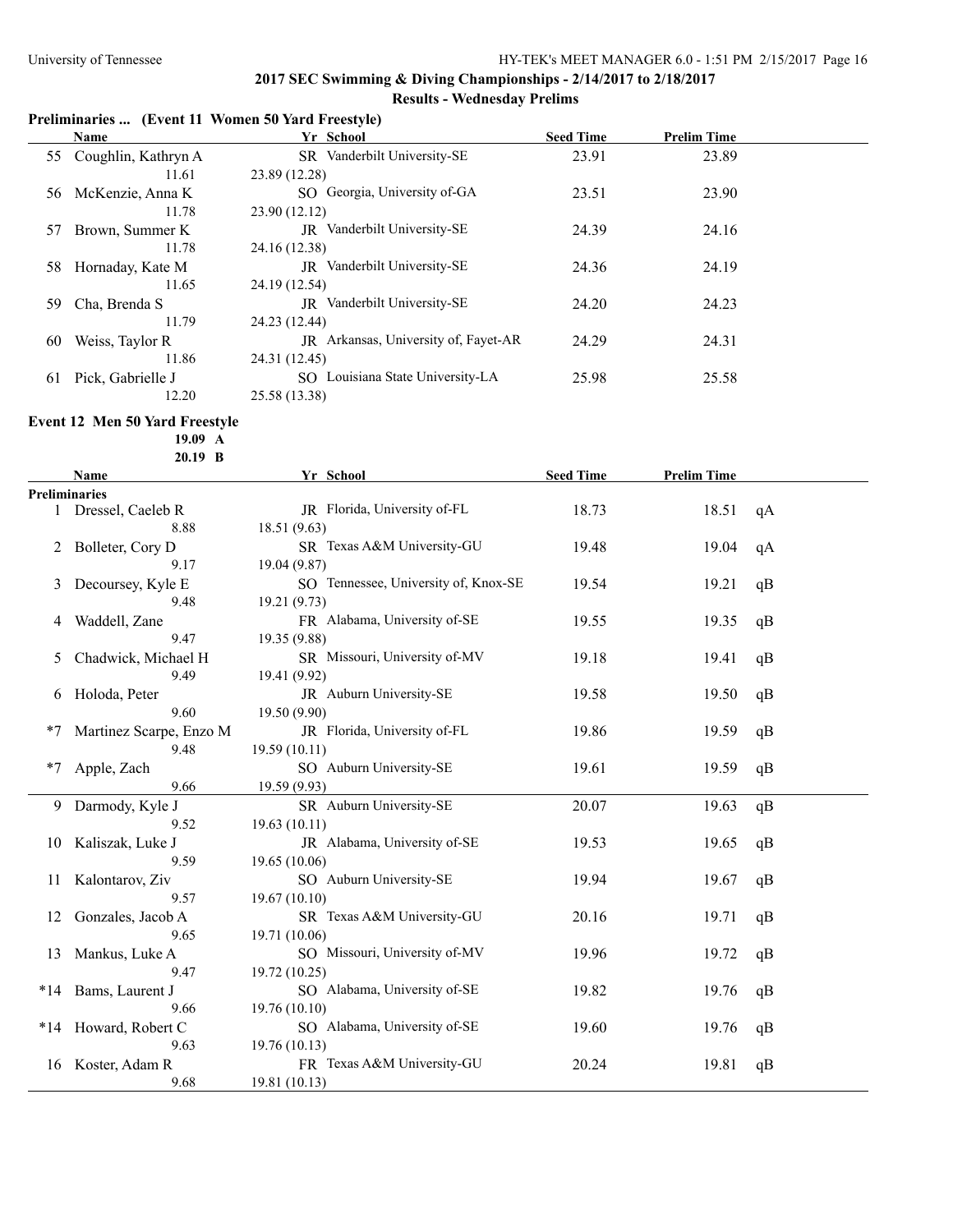## 2017 SEC Swimming & Diving Championships - 2/14/2017 to 2/18/2017

### Results - Wednesday Prelims

**Preliminaries ... (Event 11 Women 50 Yard Freestyle)**

| | Name | Yr | School | Seed Time | Prelim Time | |
|---|---|---|---|---|---|---|
| 55 | Coughlin, Kathryn A | SR | Vanderbilt University-SE | 23.91 | 23.89 | |
| | 11.61 | 23.89 (12.28) | | | | |
| 56 | McKenzie, Anna K | SO | Georgia, University of-GA | 23.51 | 23.90 | |
| | 11.78 | 23.90 (12.12) | | | | |
| 57 | Brown, Summer K | JR | Vanderbilt University-SE | 24.39 | 24.16 | |
| | 11.78 | 24.16 (12.38) | | | | |
| 58 | Hornaday, Kate M | JR | Vanderbilt University-SE | 24.36 | 24.19 | |
| | 11.65 | 24.19 (12.54) | | | | |
| 59 | Cha, Brenda S | JR | Vanderbilt University-SE | 24.20 | 24.23 | |
| | 11.79 | 24.23 (12.44) | | | | |
| 60 | Weiss, Taylor R | JR | Arkansas, University of, Fayet-AR | 24.29 | 24.31 | |
| | 11.86 | 24.31 (12.45) | | | | |
| 61 | Pick, Gabrielle J | SO | Louisiana State University-LA | 25.98 | 25.58 | |
| | 12.20 | 25.58 (13.38) | | | | |

**Event 12 Men 50 Yard Freestyle**

19.09 A
20.19 B

| | Name | Yr | School | Seed Time | Prelim Time | |
|---|---|---|---|---|---|---|
| **Preliminaries** | | | | | | |
| 1 | Dressel, Caeleb R | JR | Florida, University of-FL | 18.73 | 18.51 | qA |
| | 8.88 | 18.51 (9.63) | | | | |
| 2 | Bolleter, Cory D | SR | Texas A&M University-GU | 19.48 | 19.04 | qA |
| | 9.17 | 19.04 (9.87) | | | | |
| 3 | Decoursey, Kyle E | SO | Tennessee, University of, Knox-SE | 19.54 | 19.21 | qB |
| | 9.48 | 19.21 (9.73) | | | | |
| 4 | Waddell, Zane | FR | Alabama, University of-SE | 19.55 | 19.35 | qB |
| | 9.47 | 19.35 (9.88) | | | | |
| 5 | Chadwick, Michael H | SR | Missouri, University of-MV | 19.18 | 19.41 | qB |
| | 9.49 | 19.41 (9.92) | | | | |
| 6 | Holoda, Peter | JR | Auburn University-SE | 19.58 | 19.50 | qB |
| | 9.60 | 19.50 (9.90) | | | | |
| *7 | Martinez Scarpe, Enzo M | JR | Florida, University of-FL | 19.86 | 19.59 | qB |
| | 9.48 | 19.59 (10.11) | | | | |
| *7 | Apple, Zach | SO | Auburn University-SE | 19.61 | 19.59 | qB |
| | 9.66 | 19.59 (9.93) | | | | |
| 9 | Darmody, Kyle J | SR | Auburn University-SE | 20.07 | 19.63 | qB |
| | 9.52 | 19.63 (10.11) | | | | |
| 10 | Kaliszak, Luke J | JR | Alabama, University of-SE | 19.53 | 19.65 | qB |
| | 9.59 | 19.65 (10.06) | | | | |
| 11 | Kalontarov, Ziv | SO | Auburn University-SE | 19.94 | 19.67 | qB |
| | 9.57 | 19.67 (10.10) | | | | |
| 12 | Gonzales, Jacob A | SR | Texas A&M University-GU | 20.16 | 19.71 | qB |
| | 9.65 | 19.71 (10.06) | | | | |
| 13 | Mankus, Luke A | SO | Missouri, University of-MV | 19.96 | 19.72 | qB |
| | 9.47 | 19.72 (10.25) | | | | |
| *14 | Bams, Laurent J | SO | Alabama, University of-SE | 19.82 | 19.76 | qB |
| | 9.66 | 19.76 (10.10) | | | | |
| *14 | Howard, Robert C | SO | Alabama, University of-SE | 19.60 | 19.76 | qB |
| | 9.63 | 19.76 (10.13) | | | | |
| 16 | Koster, Adam R | FR | Texas A&M University-GU | 20.24 | 19.81 | qB |
| | 9.68 | 19.81 (10.13) | | | | |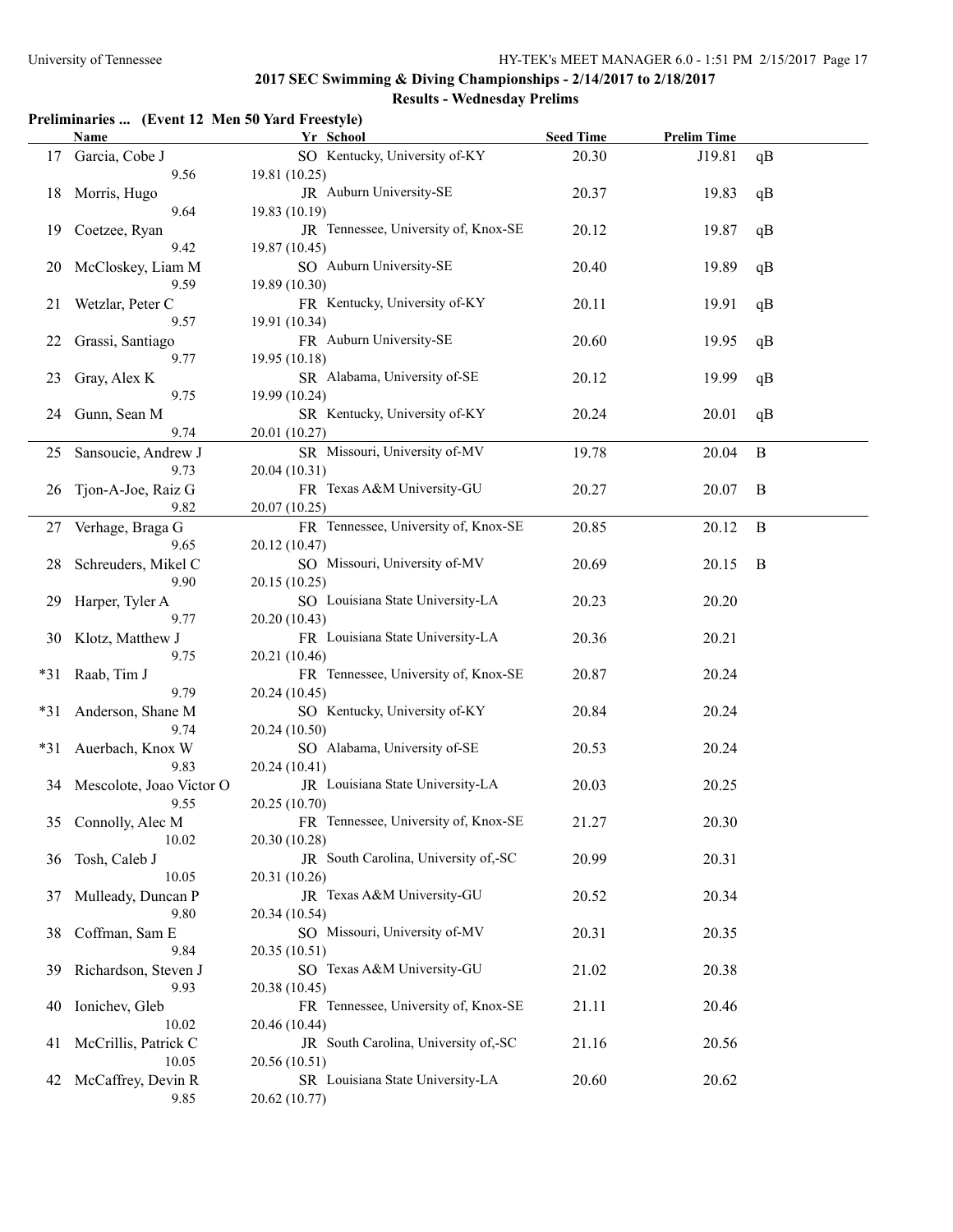## 2017 SEC Swimming & Diving Championships - 2/14/2017 to 2/18/2017

### Results - Wednesday Prelims

**Preliminaries ... (Event 12 Men 50 Yard Freestyle)**

| | Name | Yr | School | Seed Time | Prelim Time | |
|---|---|---|---|---|---|---|
| 17 | Garcia, Cobe J | SO | Kentucky, University of-KY | 20.30 | J19.81 | qB |
| | 9.56 | 19.81 (10.25) | | | | |
| 18 | Morris, Hugo | JR | Auburn University-SE | 20.37 | 19.83 | qB |
| | 9.64 | 19.83 (10.19) | | | | |
| 19 | Coetzee, Ryan | JR | Tennessee, University of, Knox-SE | 20.12 | 19.87 | qB |
| | 9.42 | 19.87 (10.45) | | | | |
| 20 | McCloskey, Liam M | SO | Auburn University-SE | 20.40 | 19.89 | qB |
| | 9.59 | 19.89 (10.30) | | | | |
| 21 | Wetzlar, Peter C | FR | Kentucky, University of-KY | 20.11 | 19.91 | qB |
| | 9.57 | 19.91 (10.34) | | | | |
| 22 | Grassi, Santiago | FR | Auburn University-SE | 20.60 | 19.95 | qB |
| | 9.77 | 19.95 (10.18) | | | | |
| 23 | Gray, Alex K | SR | Alabama, University of-SE | 20.12 | 19.99 | qB |
| | 9.75 | 19.99 (10.24) | | | | |
| 24 | Gunn, Sean M | SR | Kentucky, University of-KY | 20.24 | 20.01 | qB |
| | 9.74 | 20.01 (10.27) | | | | |
| 25 | Sansoucie, Andrew J | SR | Missouri, University of-MV | 19.78 | 20.04 | B |
| | 9.73 | 20.04 (10.31) | | | | |
| 26 | Tjon-A-Joe, Raiz G | FR | Texas A&M University-GU | 20.27 | 20.07 | B |
| | 9.82 | 20.07 (10.25) | | | | |
| 27 | Verhage, Braga G | FR | Tennessee, University of, Knox-SE | 20.85 | 20.12 | B |
| | 9.65 | 20.12 (10.47) | | | | |
| 28 | Schreuders, Mikel C | SO | Missouri, University of-MV | 20.69 | 20.15 | B |
| | 9.90 | 20.15 (10.25) | | | | |
| 29 | Harper, Tyler A | SO | Louisiana State University-LA | 20.23 | 20.20 | |
| | 9.77 | 20.20 (10.43) | | | | |
| 30 | Klotz, Matthew J | FR | Louisiana State University-LA | 20.36 | 20.21 | |
| | 9.75 | 20.21 (10.46) | | | | |
| *31 | Raab, Tim J | FR | Tennessee, University of, Knox-SE | 20.87 | 20.24 | |
| | 9.79 | 20.24 (10.45) | | | | |
| *31 | Anderson, Shane M | SO | Kentucky, University of-KY | 20.84 | 20.24 | |
| | 9.74 | 20.24 (10.50) | | | | |
| *31 | Auerbach, Knox W | SO | Alabama, University of-SE | 20.53 | 20.24 | |
| | 9.83 | 20.24 (10.41) | | | | |
| 34 | Mescolote, Joao Victor O | JR | Louisiana State University-LA | 20.03 | 20.25 | |
| | 9.55 | 20.25 (10.70) | | | | |
| 35 | Connolly, Alec M | FR | Tennessee, University of, Knox-SE | 21.27 | 20.30 | |
| | 10.02 | 20.30 (10.28) | | | | |
| 36 | Tosh, Caleb J | JR | South Carolina, University of,-SC | 20.99 | 20.31 | |
| | 10.05 | 20.31 (10.26) | | | | |
| 37 | Mulleady, Duncan P | JR | Texas A&M University-GU | 20.52 | 20.34 | |
| | 9.80 | 20.34 (10.54) | | | | |
| 38 | Coffman, Sam E | SO | Missouri, University of-MV | 20.31 | 20.35 | |
| | 9.84 | 20.35 (10.51) | | | | |
| 39 | Richardson, Steven J | SO | Texas A&M University-GU | 21.02 | 20.38 | |
| | 9.93 | 20.38 (10.45) | | | | |
| 40 | Ionichev, Gleb | FR | Tennessee, University of, Knox-SE | 21.11 | 20.46 | |
| | 10.02 | 20.46 (10.44) | | | | |
| 41 | McCrillis, Patrick C | JR | South Carolina, University of,-SC | 21.16 | 20.56 | |
| | 10.05 | 20.56 (10.51) | | | | |
| 42 | McCaffrey, Devin R | SR | Louisiana State University-LA | 20.60 | 20.62 | |
| | 9.85 | 20.62 (10.77) | | | | |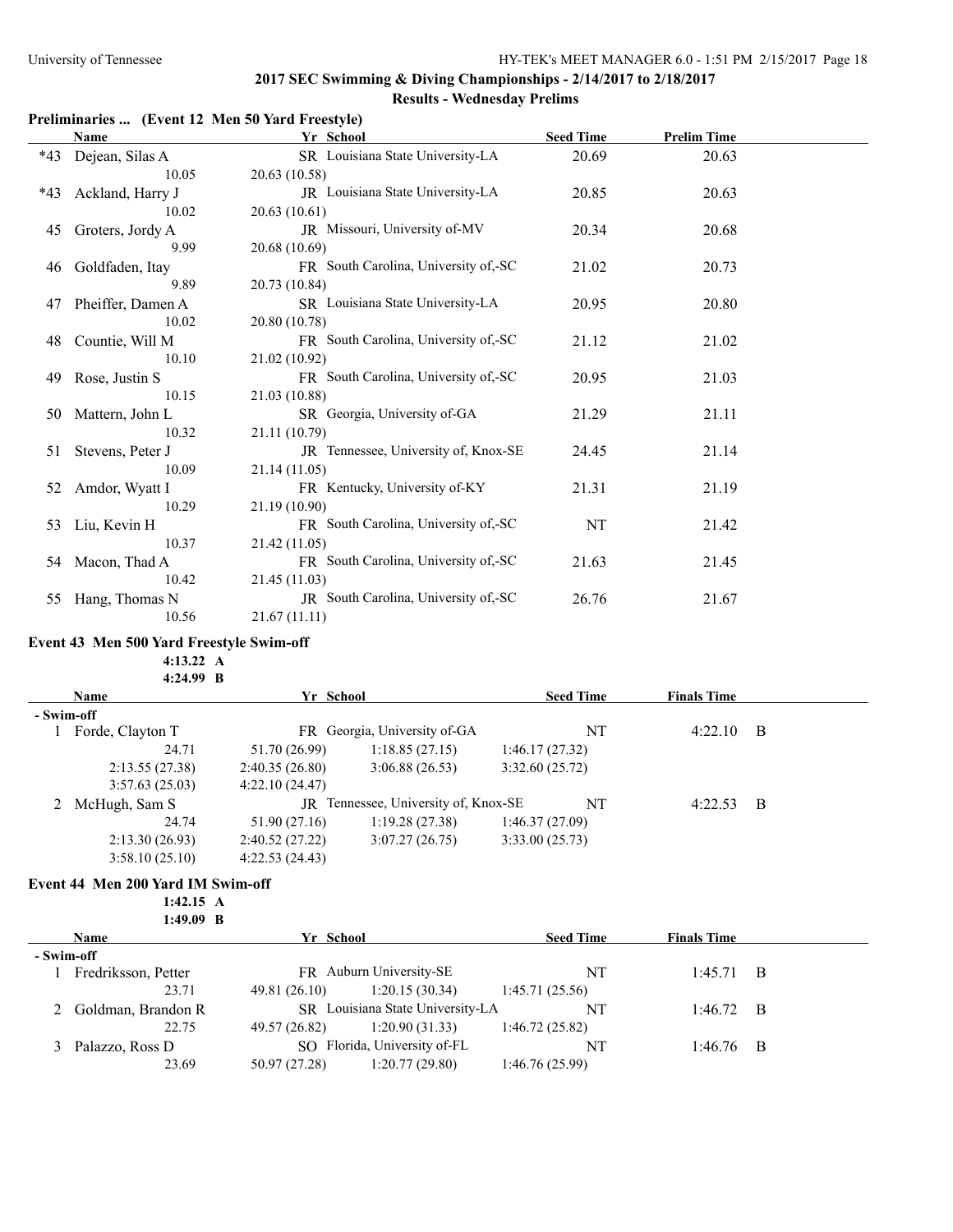## 2017 SEC Swimming & Diving Championships - 2/14/2017 to 2/18/2017

### Results - Wednesday Prelims

**Preliminaries ... (Event 12 Men 50 Yard Freestyle)**

| | Name | Yr | School | Seed Time | Prelim Time |
|---|---|---|---|---|---|
| *43 | Dejean, Silas A | SR | Louisiana State University-LA | 20.69 | 20.63 |
| | 10.05 | 20.63 (10.58) | | | |
| *43 | Ackland, Harry J | JR | Louisiana State University-LA | 20.85 | 20.63 |
| | 10.02 | 20.63 (10.61) | | | |
| 45 | Groters, Jordy A | JR | Missouri, University of-MV | 20.34 | 20.68 |
| | 9.99 | 20.68 (10.69) | | | |
| 46 | Goldfaden, Itay | FR | South Carolina, University of,-SC | 21.02 | 20.73 |
| | 9.89 | 20.73 (10.84) | | | |
| 47 | Pheiffer, Damen A | SR | Louisiana State University-LA | 20.95 | 20.80 |
| | 10.02 | 20.80 (10.78) | | | |
| 48 | Countie, Will M | FR | South Carolina, University of,-SC | 21.12 | 21.02 |
| | 10.10 | 21.02 (10.92) | | | |
| 49 | Rose, Justin S | FR | South Carolina, University of,-SC | 20.95 | 21.03 |
| | 10.15 | 21.03 (10.88) | | | |
| 50 | Mattern, John L | SR | Georgia, University of-GA | 21.29 | 21.11 |
| | 10.32 | 21.11 (10.79) | | | |
| 51 | Stevens, Peter J | JR | Tennessee, University of, Knox-SE | 24.45 | 21.14 |
| | 10.09 | 21.14 (11.05) | | | |
| 52 | Amdor, Wyatt I | FR | Kentucky, University of-KY | 21.31 | 21.19 |
| | 10.29 | 21.19 (10.90) | | | |
| 53 | Liu, Kevin H | FR | South Carolina, University of,-SC | NT | 21.42 |
| | 10.37 | 21.42 (11.05) | | | |
| 54 | Macon, Thad A | FR | South Carolina, University of,-SC | 21.63 | 21.45 |
| | 10.42 | 21.45 (11.03) | | | |
| 55 | Hang, Thomas N | JR | South Carolina, University of,-SC | 26.76 | 21.67 |
| | 10.56 | 21.67 (11.11) | | | |

**Event 43 Men 500 Yard Freestyle Swim-off**

4:13.22 A
4:24.99 B

| | Name | Yr | School | Seed Time | Finals Time |
|---|---|---|---|---|---|
| - Swim-off | | | | | |
| 1 | Forde, Clayton T | FR | Georgia, University of-GA | NT | 4:22.10 B |
| | 24.71 | 51.70 (26.99) | 1:18.85 (27.15) | 1:46.17 (27.32) | |
| | 2:13.55 (27.38) | 2:40.35 (26.80) | 3:06.88 (26.53) | 3:32.60 (25.72) | |
| | 3:57.63 (25.03) | 4:22.10 (24.47) | | | |
| 2 | McHugh, Sam S | JR | Tennessee, University of, Knox-SE | NT | 4:22.53 B |
| | 24.74 | 51.90 (27.16) | 1:19.28 (27.38) | 1:46.37 (27.09) | |
| | 2:13.30 (26.93) | 2:40.52 (27.22) | 3:07.27 (26.75) | 3:33.00 (25.73) | |
| | 3:58.10 (25.10) | 4:22.53 (24.43) | | | |

**Event 44 Men 200 Yard IM Swim-off**

1:42.15 A
1:49.09 B

| | Name | Yr | School | Seed Time | Finals Time |
|---|---|---|---|---|---|
| - Swim-off | | | | | |
| 1 | Fredriksson, Petter | FR | Auburn University-SE | NT | 1:45.71 B |
| | 23.71 | 49.81 (26.10) | 1:20.15 (30.34) | 1:45.71 (25.56) | |
| 2 | Goldman, Brandon R | SR | Louisiana State University-LA | NT | 1:46.72 B |
| | 22.75 | 49.57 (26.82) | 1:20.90 (31.33) | 1:46.72 (25.82) | |
| 3 | Palazzo, Ross D | SO | Florida, University of-FL | NT | 1:46.76 B |
| | 23.69 | 50.97 (27.28) | 1:20.77 (29.80) | 1:46.76 (25.99) | |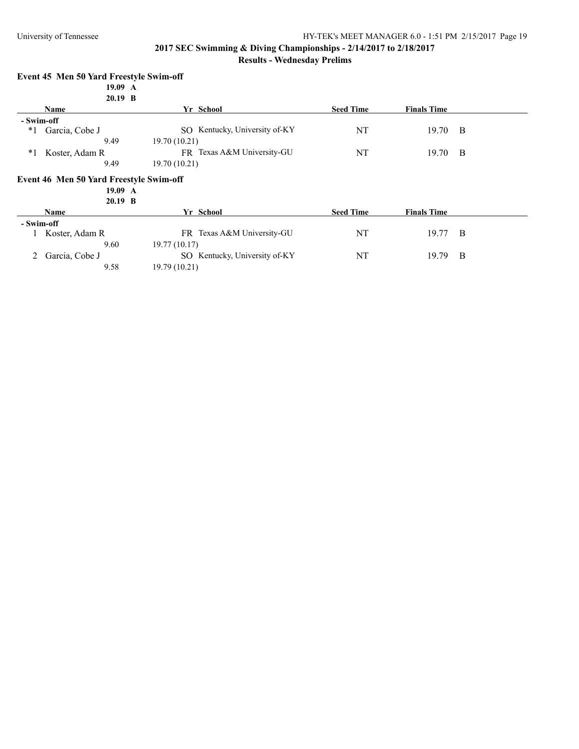**2017 SEC Swimming & Diving Championships - 2/14/2017 to 2/18/2017**

**Results - Wednesday Prelims**

### Event 45 Men 50 Yard Freestyle Swim-off

19.09 A
20.19 B

| | Name | Yr | School | Seed Time | Finals Time | |
|---|---|---|---|---|---|---|
| **- Swim-off** | | | | | | |
| *1 | Garcia, Cobe J | SO | Kentucky, University of-KY | NT | 19.70 | B |
| | 9.49 | 19.70 (10.21) | | | | |
| *1 | Koster, Adam R | FR | Texas A&M University-GU | NT | 19.70 | B |
| | 9.49 | 19.70 (10.21) | | | | |

### Event 46 Men 50 Yard Freestyle Swim-off

19.09 A
20.19 B

| | Name | Yr | School | Seed Time | Finals Time | |
|---|---|---|---|---|---|---|
| **- Swim-off** | | | | | | |
| 1 | Koster, Adam R | FR | Texas A&M University-GU | NT | 19.77 | B |
| | 9.60 | 19.77 (10.17) | | | | |
| 2 | Garcia, Cobe J | SO | Kentucky, University of-KY | NT | 19.79 | B |
| | 9.58 | 19.79 (10.21) | | | | |